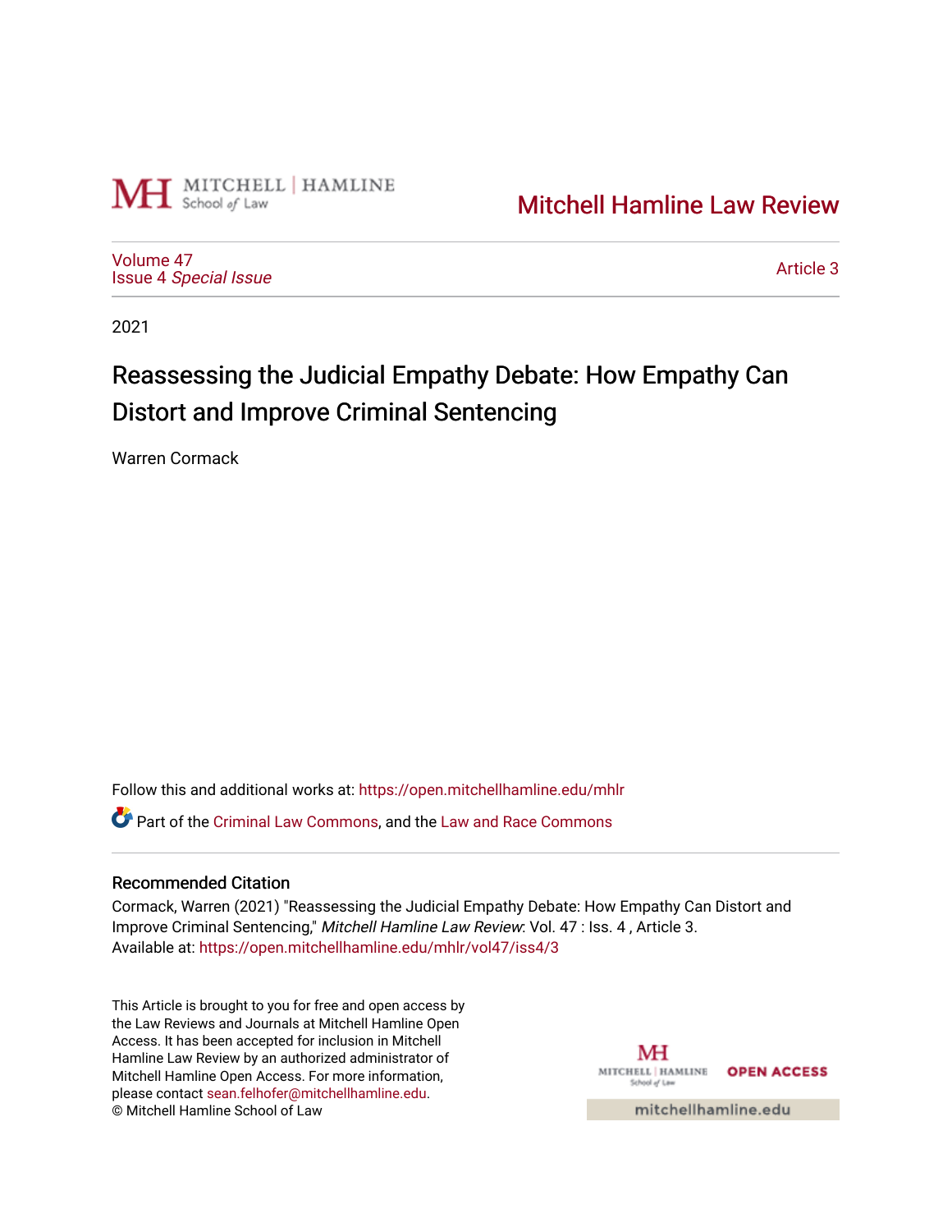MITCHELL | HAMLINE School of Law

Mitchell Hamline Law Review

Volume 47
Issue 4 *Special Issue*

Article 3

2021

# Reassessing the Judicial Empathy Debate: How Empathy Can Distort and Improve Criminal Sentencing

Warren Cormack

Follow this and additional works at: https://open.mitchellhamline.edu/mhlr

Part of the Criminal Law Commons, and the Law and Race Commons

## Recommended Citation

Cormack, Warren (2021) "Reassessing the Judicial Empathy Debate: How Empathy Can Distort and Improve Criminal Sentencing," *Mitchell Hamline Law Review*: Vol. 47 : Iss. 4 , Article 3.
Available at: https://open.mitchellhamline.edu/mhlr/vol47/iss4/3

This Article is brought to you for free and open access by the Law Reviews and Journals at Mitchell Hamline Open Access. It has been accepted for inclusion in Mitchell Hamline Law Review by an authorized administrator of Mitchell Hamline Open Access. For more information, please contact sean.felhofer@mitchellhamline.edu.
© Mitchell Hamline School of Law

MITCHELL | HAMLINE School of Law OPEN ACCESS

mitchellhamline.edu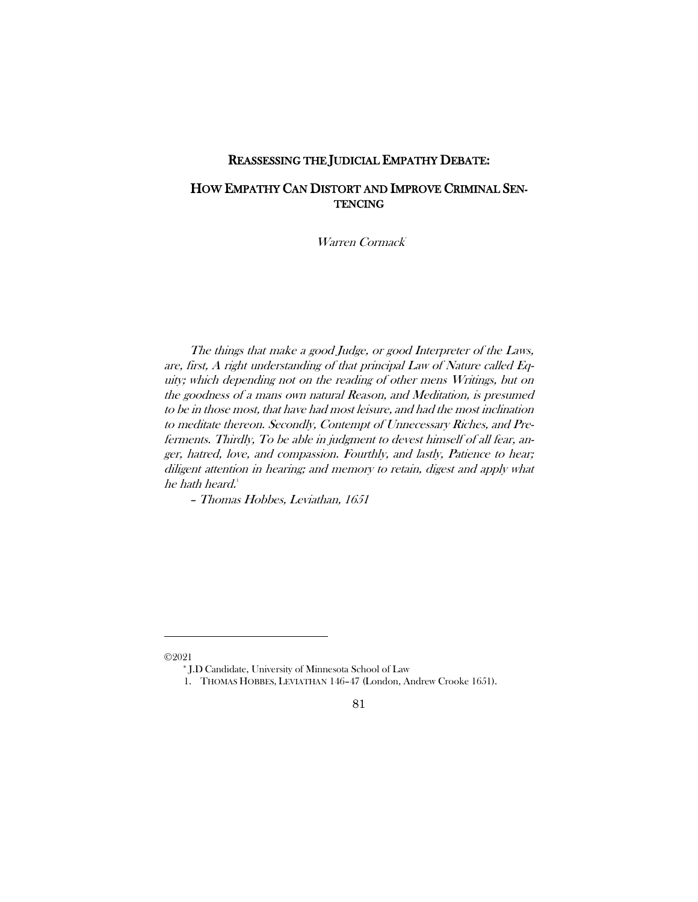# REASSESSING THE JUDICIAL EMPATHY DEBATE:

## HOW EMPATHY CAN DISTORT AND IMPROVE CRIMINAL SENTENCING

*Warren Cormack*[*]

*The things that make a good Judge, or good Interpreter of the Laws, are, first, A right understanding of that principal Law of Nature called Equity; which depending not on the reading of other mens Writings, but on the goodness of a mans own natural Reason, and Meditation, is presumed to be in those most, that have had most leisure, and had the most inclination to meditate thereon. Secondly, Contempt of Unnecessary Riches, and Preferments. Thirdly, To be able in judgment to devest himself of all fear, anger, hatred, love, and compassion. Fourthly, and lastly, Patience to hear; diligent attention in hearing; and memory to retain, digest and apply what he hath heard.*[1]

*– Thomas Hobbes, Leviathan, 1651*

---

©2021

[*] J.D Candidate, University of Minnesota School of Law

1. THOMAS HOBBES, LEVIATHAN 146–47 (London, Andrew Crooke 1651).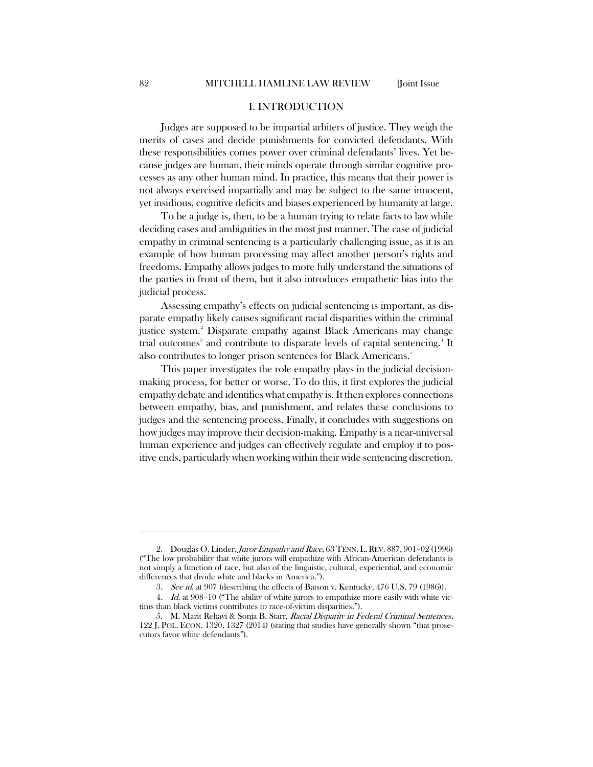## I. INTRODUCTION

Judges are supposed to be impartial arbiters of justice. They weigh the merits of cases and decide punishments for convicted defendants. With these responsibilities comes power over criminal defendants' lives. Yet because judges are human, their minds operate through similar cognitive processes as any other human mind. In practice, this means that their power is not always exercised impartially and may be subject to the same innocent, yet insidious, cognitive deficits and biases experienced by humanity at large.

To be a judge is, then, to be a human trying to relate facts to law while deciding cases and ambiguities in the most just manner. The case of judicial empathy in criminal sentencing is a particularly challenging issue, as it is an example of how human processing may affect another person's rights and freedoms. Empathy allows judges to more fully understand the situations of the parties in front of them, but it also introduces empathetic bias into the judicial process.

Assessing empathy's effects on judicial sentencing is important, as disparate empathy likely causes significant racial disparities within the criminal justice system.[2] Disparate empathy against Black Americans may change trial outcomes[3] and contribute to disparate levels of capital sentencing.[4] It also contributes to longer prison sentences for Black Americans.[5]

This paper investigates the role empathy plays in the judicial decision-making process, for better or worse. To do this, it first explores the judicial empathy debate and identifies what empathy is. It then explores connections between empathy, bias, and punishment, and relates these conclusions to judges and the sentencing process. Finally, it concludes with suggestions on how judges may improve their decision-making. Empathy is a near-universal human experience and judges can effectively regulate and employ it to positive ends, particularly when working within their wide sentencing discretion.

---

2. Douglas O. Linder, *Juror Empathy and Race*, 63 TENN. L. REV. 887, 901–02 (1996) ("The low probability that white jurors will empathize with African-American defendants is not simply a function of race, but also of the linguistic, cultural, experiential, and economic differences that divide white and blacks in America.").

3. *See id.* at 907 (describing the effects of Batson v. Kentucky, 476 U.S. 79 (1986)).

4. *Id.* at 908–10 ("The ability of white jurors to empathize more easily with white victims than black victims contributes to race-of-victim disparities.").

5. M. Marit Rehavi & Sonja B. Starr, *Racial Disparity in Federal Criminal Sentences*, 122 J. POL. ECON. 1320, 1327 (2014) (stating that studies have generally shown "that prosecutors favor white defendants").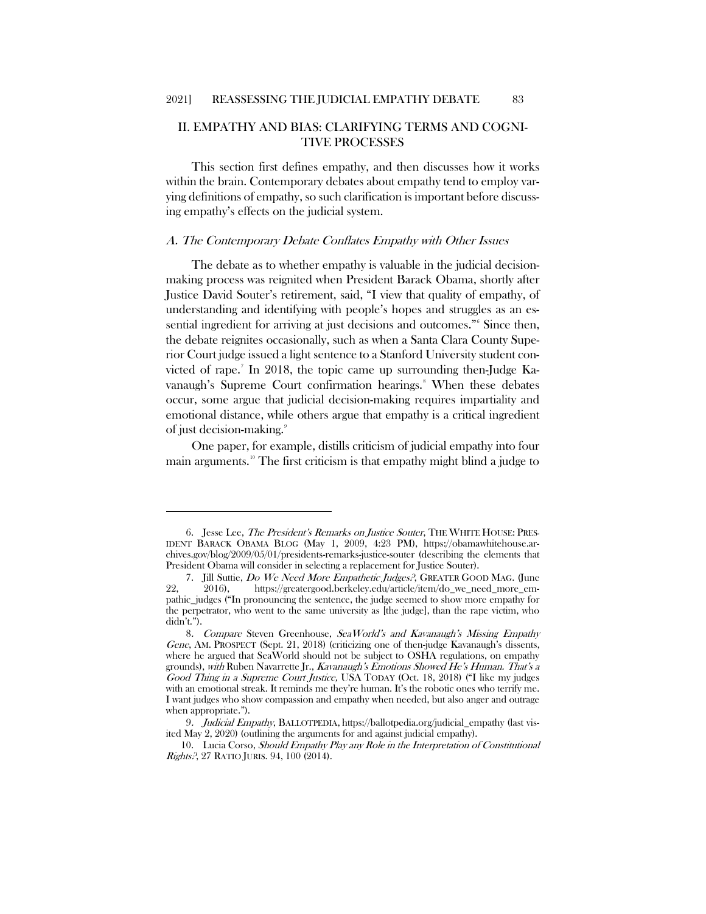## II. EMPATHY AND BIAS: CLARIFYING TERMS AND COGNITIVE PROCESSES

This section first defines empathy, and then discusses how it works within the brain. Contemporary debates about empathy tend to employ varying definitions of empathy, so such clarification is important before discussing empathy's effects on the judicial system.

### *A. The Contemporary Debate Conflates Empathy with Other Issues*

The debate as to whether empathy is valuable in the judicial decision-making process was reignited when President Barack Obama, shortly after Justice David Souter's retirement, said, "I view that quality of empathy, of understanding and identifying with people's hopes and struggles as an essential ingredient for arriving at just decisions and outcomes."[6] Since then, the debate reignites occasionally, such as when a Santa Clara County Superior Court judge issued a light sentence to a Stanford University student convicted of rape.[7] In 2018, the topic came up surrounding then-Judge Kavanaugh's Supreme Court confirmation hearings.[8] When these debates occur, some argue that judicial decision-making requires impartiality and emotional distance, while others argue that empathy is a critical ingredient of just decision-making.[9]

One paper, for example, distills criticism of judicial empathy into four main arguments.[10] The first criticism is that empathy might blind a judge to

---

6. Jesse Lee, *The President's Remarks on Justice Souter*, THE WHITE HOUSE: PRESIDENT BARACK OBAMA BLOG (May 1, 2009, 4:23 PM), https://obamawhitehouse.archives.gov/blog/2009/05/01/presidents-remarks-justice-souter (describing the elements that President Obama will consider in selecting a replacement for Justice Souter).

7. Jill Suttie, *Do We Need More Empathetic Judges?*, GREATER GOOD MAG. (June 22, 2016), https://greatergood.berkeley.edu/article/item/do_we_need_more_empathic_judges ("In pronouncing the sentence, the judge seemed to show more empathy for the perpetrator, who went to the same university as [the judge], than the rape victim, who didn't.").

8. *Compare* Steven Greenhouse, *SeaWorld's and Kavanaugh's Missing Empathy Gene*, AM. PROSPECT (Sept. 21, 2018) (criticizing one of then-judge Kavanaugh's dissents, where he argued that SeaWorld should not be subject to OSHA regulations, on empathy grounds), *with* Ruben Navarrette Jr., *Kavanaugh's Emotions Showed He's Human. That's a Good Thing in a Supreme Court Justice,* USA TODAY (Oct. 18, 2018) ("I like my judges with an emotional streak. It reminds me they're human. It's the robotic ones who terrify me. I want judges who show compassion and empathy when needed, but also anger and outrage when appropriate.").

9. *Judicial Empathy*, BALLOTPEDIA, https://ballotpedia.org/judicial_empathy (last visited May 2, 2020) (outlining the arguments for and against judicial empathy).

10. Lucia Corso, *Should Empathy Play any Role in the Interpretation of Constitutional Rights?*, 27 RATIO JURIS. 94, 100 (2014).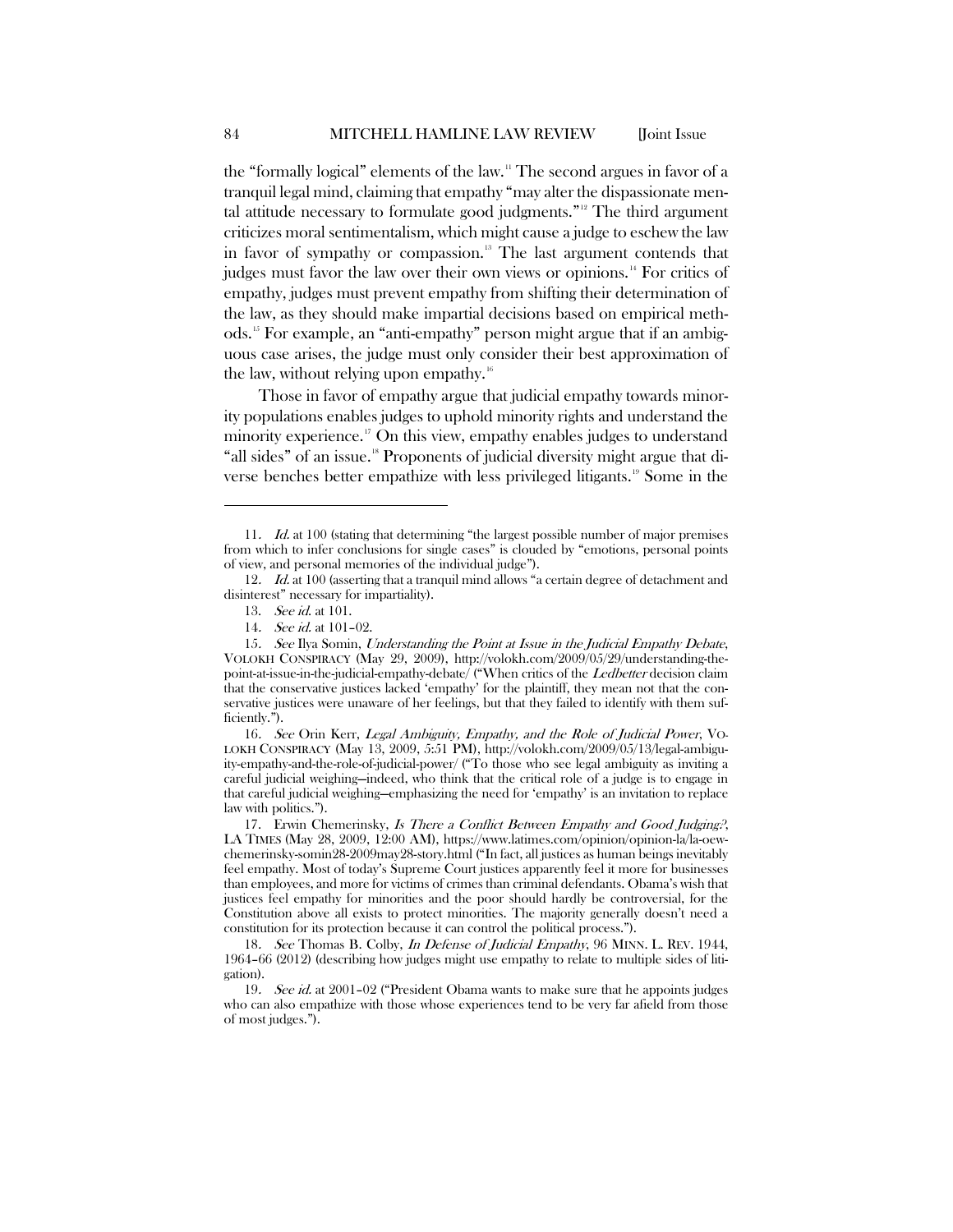the "formally logical" elements of the law.[11] The second argues in favor of a tranquil legal mind, claiming that empathy "may alter the dispassionate mental attitude necessary to formulate good judgments."[12] The third argument criticizes moral sentimentalism, which might cause a judge to eschew the law in favor of sympathy or compassion.[13] The last argument contends that judges must favor the law over their own views or opinions.[14] For critics of empathy, judges must prevent empathy from shifting their determination of the law, as they should make impartial decisions based on empirical methods.[15] For example, an "anti-empathy" person might argue that if an ambiguous case arises, the judge must only consider their best approximation of the law, without relying upon empathy.[16]

Those in favor of empathy argue that judicial empathy towards minority populations enables judges to uphold minority rights and understand the minority experience.[17] On this view, empathy enables judges to understand "all sides" of an issue.[18] Proponents of judicial diversity might argue that diverse benches better empathize with less privileged litigants.[19] Some in the

---

11. *Id.* at 100 (stating that determining "the largest possible number of major premises from which to infer conclusions for single cases" is clouded by "emotions, personal points of view, and personal memories of the individual judge").

12. *Id.* at 100 (asserting that a tranquil mind allows "a certain degree of detachment and disinterest" necessary for impartiality).

13. *See id.* at 101.

14. *See id.* at 101–02.

15. *See* Ilya Somin, *Understanding the Point at Issue in the Judicial Empathy Debate*, VOLOKH CONSPIRACY (May 29, 2009), http://volokh.com/2009/05/29/understanding-the-point-at-issue-in-the-judicial-empathy-debate/ ("When critics of the *Ledbetter* decision claim that the conservative justices lacked 'empathy' for the plaintiff, they mean not that the conservative justices were unaware of her feelings, but that they failed to identify with them sufficiently.").

16. *See* Orin Kerr, *Legal Ambiguity, Empathy, and the Role of Judicial Power*, VOLOKH CONSPIRACY (May 13, 2009, 5:51 PM), http://volokh.com/2009/05/13/legal-ambiguity-empathy-and-the-role-of-judicial-power/ ("To those who see legal ambiguity as inviting a careful judicial weighing—indeed, who think that the critical role of a judge is to engage in that careful judicial weighing—emphasizing the need for 'empathy' is an invitation to replace law with politics.").

17. Erwin Chemerinsky, *Is There a Conflict Between Empathy and Good Judging?*, LA TIMES (May 28, 2009, 12:00 AM), https://www.latimes.com/opinion/opinion-la/la-oew-chemerinsky-somin28-2009may28-story.html ("In fact, all justices as human beings inevitably feel empathy. Most of today's Supreme Court justices apparently feel it more for businesses than employees, and more for victims of crimes than criminal defendants. Obama's wish that justices feel empathy for minorities and the poor should hardly be controversial, for the Constitution above all exists to protect minorities. The majority generally doesn't need a constitution for its protection because it can control the political process.").

18. *See* Thomas B. Colby, *In Defense of Judicial Empathy*, 96 MINN. L. REV. 1944, 1964–66 (2012) (describing how judges might use empathy to relate to multiple sides of litigation).

19. *See id.* at 2001–02 ("President Obama wants to make sure that he appoints judges who can also empathize with those whose experiences tend to be very far afield from those of most judges.").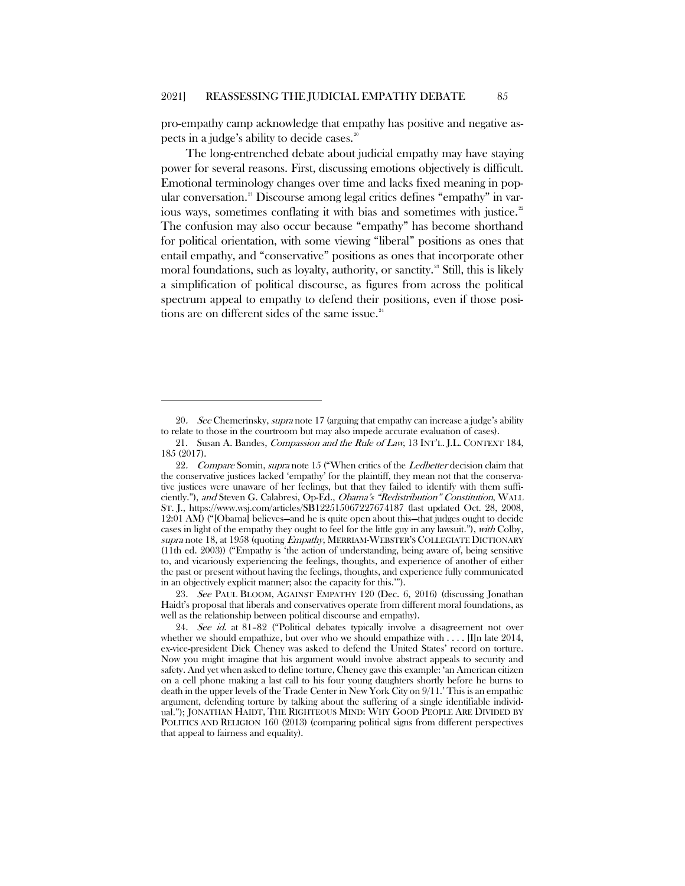pro-empathy camp acknowledge that empathy has positive and negative aspects in a judge's ability to decide cases.[20]

The long-entrenched debate about judicial empathy may have staying power for several reasons. First, discussing emotions objectively is difficult. Emotional terminology changes over time and lacks fixed meaning in popular conversation.[21] Discourse among legal critics defines "empathy" in various ways, sometimes conflating it with bias and sometimes with justice.[22] The confusion may also occur because "empathy" has become shorthand for political orientation, with some viewing "liberal" positions as ones that entail empathy, and "conservative" positions as ones that incorporate other moral foundations, such as loyalty, authority, or sanctity.[23] Still, this is likely a simplification of political discourse, as figures from across the political spectrum appeal to empathy to defend their positions, even if those positions are on different sides of the same issue.[24]

---

20. *See* Chemerinsky, *supra* note 17 (arguing that empathy can increase a judge's ability to relate to those in the courtroom but may also impede accurate evaluation of cases).

21. Susan A. Bandes, *Compassion and the Rule of Law*, 13 INT'L J.L. CONTEXT 184, 185 (2017).

22. *Compare* Somin, *supra* note 15 ("When critics of the *Ledbetter* decision claim that the conservative justices lacked 'empathy' for the plaintiff, they mean not that the conservative justices were unaware of her feelings, but that they failed to identify with them sufficiently."), *and* Steven G. Calabresi, Op-Ed., *Obama's "Redistribution" Constitution*, WALL ST. J., https://www.wsj.com/articles/SB122515067227674187 (last updated Oct. 28, 2008, 12:01 AM) ("[Obama] believes—and he is quite open about this—that judges ought to decide cases in light of the empathy they ought to feel for the little guy in any lawsuit."), *with* Colby, *supra* note 18, at 1958 (quoting *Empathy*, MERRIAM-WEBSTER'S COLLEGIATE DICTIONARY (11th ed. 2003)) ("Empathy is 'the action of understanding, being aware of, being sensitive to, and vicariously experiencing the feelings, thoughts, and experience of another of either the past or present without having the feelings, thoughts, and experience fully communicated in an objectively explicit manner; also: the capacity for this.'").

23. *See* PAUL BLOOM, AGAINST EMPATHY 120 (Dec. 6, 2016) (discussing Jonathan Haidt's proposal that liberals and conservatives operate from different moral foundations, as well as the relationship between political discourse and empathy).

24. *See id.* at 81–82 ("Political debates typically involve a disagreement not over whether we should empathize, but over who we should empathize with . . . . [I]n late 2014, ex-vice-president Dick Cheney was asked to defend the United States' record on torture. Now you might imagine that his argument would involve abstract appeals to security and safety. And yet when asked to define torture, Cheney gave this example: 'an American citizen on a cell phone making a last call to his four young daughters shortly before he burns to death in the upper levels of the Trade Center in New York City on 9/11.' This is an empathic argument, defending torture by talking about the suffering of a single identifiable individual."); JONATHAN HAIDT, THE RIGHTEOUS MIND: WHY GOOD PEOPLE ARE DIVIDED BY POLITICS AND RELIGION 160 (2013) (comparing political signs from different perspectives that appeal to fairness and equality).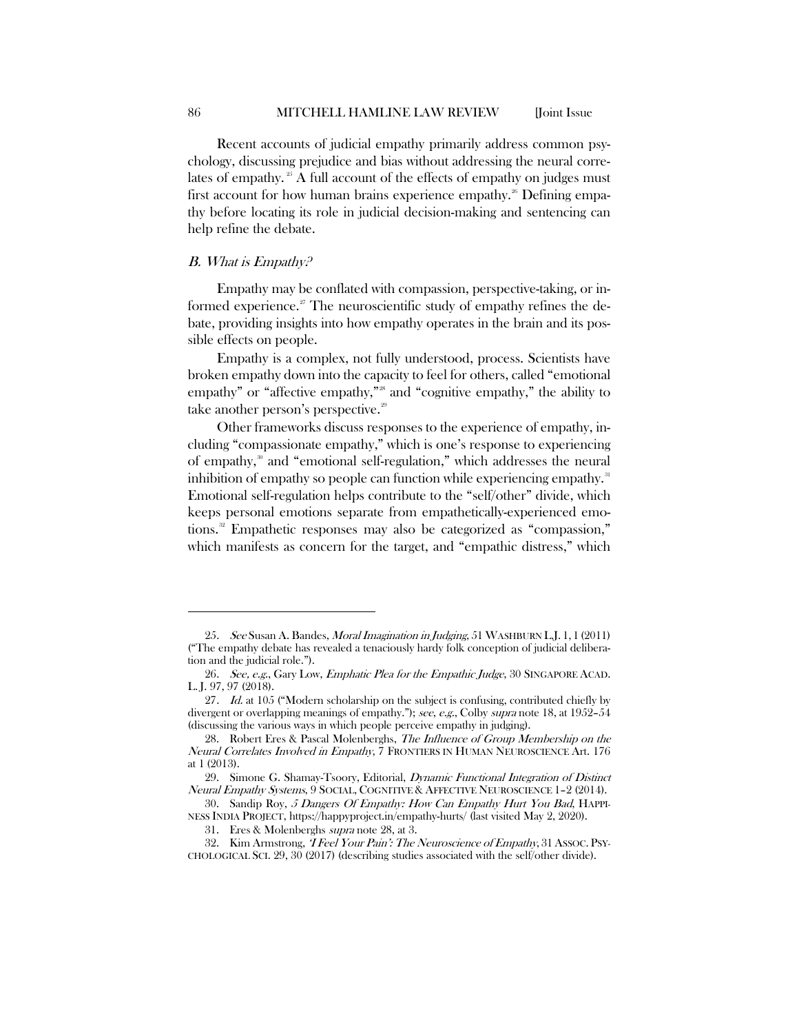Recent accounts of judicial empathy primarily address common psychology, discussing prejudice and bias without addressing the neural correlates of empathy.[25] A full account of the effects of empathy on judges must first account for how human brains experience empathy.[26] Defining empathy before locating its role in judicial decision-making and sentencing can help refine the debate.

### *B. What is Empathy?*

Empathy may be conflated with compassion, perspective-taking, or informed experience.[27] The neuroscientific study of empathy refines the debate, providing insights into how empathy operates in the brain and its possible effects on people.

Empathy is a complex, not fully understood, process. Scientists have broken empathy down into the capacity to feel for others, called "emotional empathy" or "affective empathy,"[28] and "cognitive empathy," the ability to take another person's perspective.[29]

Other frameworks discuss responses to the experience of empathy, including "compassionate empathy," which is one's response to experiencing of empathy,[30] and "emotional self-regulation," which addresses the neural inhibition of empathy so people can function while experiencing empathy.[31] Emotional self-regulation helps contribute to the "self/other" divide, which keeps personal emotions separate from empathetically-experienced emotions.[32] Empathetic responses may also be categorized as "compassion," which manifests as concern for the target, and "empathic distress," which

---

25. *See* Susan A. Bandes, *Moral Imagination in Judging*, 51 WASHBURN L.J. 1, 1 (2011) ("The empathy debate has revealed a tenaciously hardy folk conception of judicial deliberation and the judicial role.").

26. *See, e.g.*, Gary Low, *Emphatic Plea for the Empathic Judge*, 30 SINGAPORE ACAD. L. J. 97, 97 (2018).

27. *Id.* at 105 ("Modern scholarship on the subject is confusing, contributed chiefly by divergent or overlapping meanings of empathy."); *see, e.g.*, Colby *supra* note 18, at 1952–54 (discussing the various ways in which people perceive empathy in judging).

28. Robert Eres & Pascal Molenberghs, *The Influence of Group Membership on the Neural Correlates Involved in Empathy*, 7 FRONTIERS IN HUMAN NEUROSCIENCE Art. 176 at 1 (2013).

29. Simone G. Shamay-Tsoory, Editorial, *Dynamic Functional Integration of Distinct Neural Empathy Systems*, 9 SOCIAL, COGNITIVE & AFFECTIVE NEUROSCIENCE 1–2 (2014).

30. Sandip Roy, *5 Dangers Of Empathy: How Can Empathy Hurt You Bad*, HAPPINESS INDIA PROJECT, https://happyproject.in/empathy-hurts/ (last visited May 2, 2020).

31. Eres & Molenberghs *supra* note 28, at 3.

32. Kim Armstrong, *'I Feel Your Pain': The Neuroscience of Empathy*, 31 ASSOC. PSYCHOLOGICAL SCI. 29, 30 (2017) (describing studies associated with the self/other divide).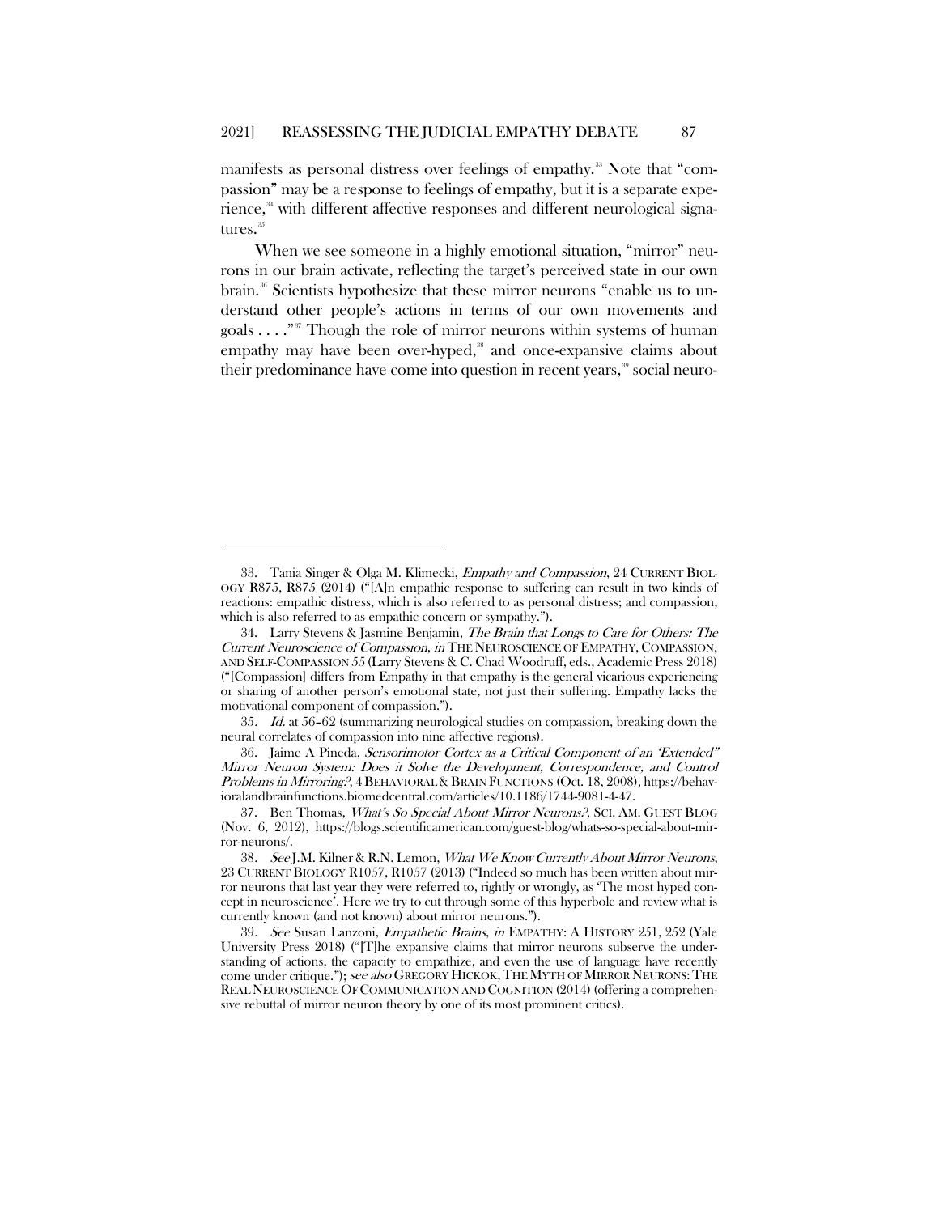manifests as personal distress over feelings of empathy.[33] Note that "compassion" may be a response to feelings of empathy, but it is a separate experience,[34] with different affective responses and different neurological signatures.[35]

When we see someone in a highly emotional situation, "mirror" neurons in our brain activate, reflecting the target's perceived state in our own brain.[36] Scientists hypothesize that these mirror neurons "enable us to understand other people's actions in terms of our own movements and goals . . . ."[37] Though the role of mirror neurons within systems of human empathy may have been over-hyped,[38] and once-expansive claims about their predominance have come into question in recent years,[39] social neuro-

---

33. Tania Singer & Olga M. Klimecki, *Empathy and Compassion*, 24 CURRENT BIOLOGY R875, R875 (2014) ("[A]n empathic response to suffering can result in two kinds of reactions: empathic distress, which is also referred to as personal distress; and compassion, which is also referred to as empathic concern or sympathy.").

34. Larry Stevens & Jasmine Benjamin, *The Brain that Longs to Care for Others: The Current Neuroscience of Compassion*, *in* THE NEUROSCIENCE OF EMPATHY, COMPASSION, AND SELF-COMPASSION 55 (Larry Stevens & C. Chad Woodruff, eds., Academic Press 2018) ("[Compassion] differs from Empathy in that empathy is the general vicarious experiencing or sharing of another person's emotional state, not just their suffering. Empathy lacks the motivational component of compassion.").

35. *Id.* at 56–62 (summarizing neurological studies on compassion, breaking down the neural correlates of compassion into nine affective regions).

36. Jaime A Pineda, *Sensorimotor Cortex as a Critical Component of an 'Extended" Mirror Neuron System: Does it Solve the Development, Correspondence, and Control Problems in Mirroring?*, 4 BEHAVIORAL & BRAIN FUNCTIONS (Oct. 18, 2008), https://behavioralandbrainfunctions.biomedcentral.com/articles/10.1186/1744-9081-4-47.

37. Ben Thomas, *What's So Special About Mirror Neurons?*, SCI. AM. GUEST BLOG (Nov. 6, 2012), https://blogs.scientificamerican.com/guest-blog/whats-so-special-about-mirror-neurons/.

38. *See* J.M. Kilner & R.N. Lemon, *What We Know Currently About Mirror Neurons*, 23 CURRENT BIOLOGY R1057, R1057 (2013) ("Indeed so much has been written about mirror neurons that last year they were referred to, rightly or wrongly, as 'The most hyped concept in neuroscience'. Here we try to cut through some of this hyperbole and review what is currently known (and not known) about mirror neurons.").

39. *See* Susan Lanzoni, *Empathetic Brains*, *in* EMPATHY: A HISTORY 251, 252 (Yale University Press 2018) ("[T]he expansive claims that mirror neurons subserve the understanding of actions, the capacity to empathize, and even the use of language have recently come under critique."); *see also* GREGORY HICKOK, THE MYTH OF MIRROR NEURONS: THE REAL NEUROSCIENCE OF COMMUNICATION AND COGNITION (2014) (offering a comprehensive rebuttal of mirror neuron theory by one of its most prominent critics).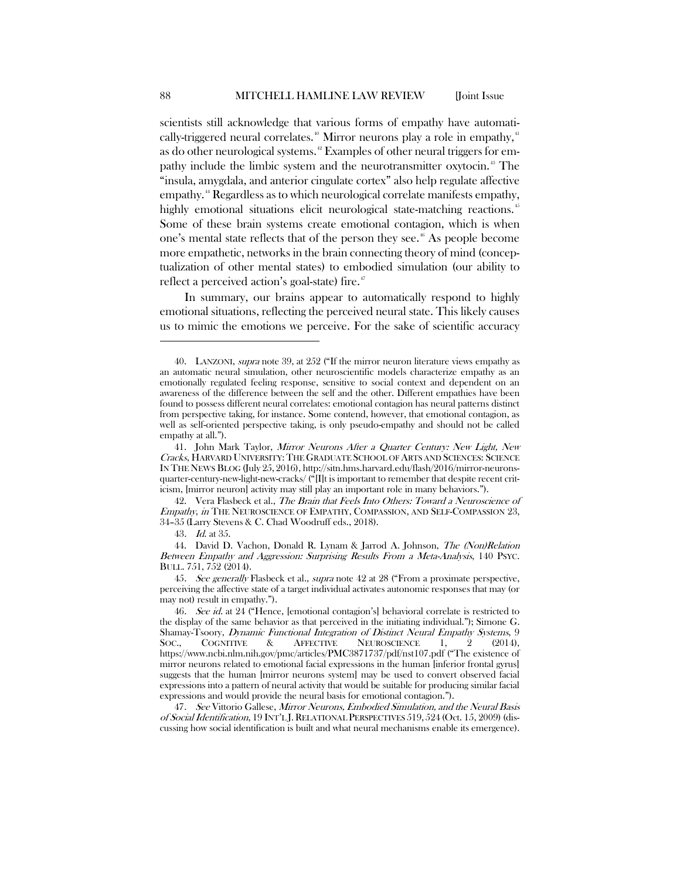scientists still acknowledge that various forms of empathy have automatically-triggered neural correlates.[40] Mirror neurons play a role in empathy,[41] as do other neurological systems.[42] Examples of other neural triggers for empathy include the limbic system and the neurotransmitter oxytocin.[43] The "insula, amygdala, and anterior cingulate cortex" also help regulate affective empathy.[44] Regardless as to which neurological correlate manifests empathy, highly emotional situations elicit neurological state-matching reactions.[45] Some of these brain systems create emotional contagion, which is when one's mental state reflects that of the person they see.[46] As people become more empathetic, networks in the brain connecting theory of mind (conceptualization of other mental states) to embodied simulation (our ability to reflect a perceived action's goal-state) fire.[47]

In summary, our brains appear to automatically respond to highly emotional situations, reflecting the perceived neural state. This likely causes us to mimic the emotions we perceive. For the sake of scientific accuracy

---

40. LANZONI, *supra* note 39, at 252 ("If the mirror neuron literature views empathy as an automatic neural simulation, other neuroscientific models characterize empathy as an emotionally regulated feeling response, sensitive to social context and dependent on an awareness of the difference between the self and the other. Different empathies have been found to possess different neural correlates: emotional contagion has neural patterns distinct from perspective taking, for instance. Some contend, however, that emotional contagion, as well as self-oriented perspective taking, is only pseudo-empathy and should not be called empathy at all.").

41. John Mark Taylor, *Mirror Neurons After a Quarter Century: New Light, New Cracks*, HARVARD UNIVERSITY: THE GRADUATE SCHOOL OF ARTS AND SCIENCES: SCIENCE IN THE NEWS BLOG (July 25, 2016), http://sitn.hms.harvard.edu/flash/2016/mirror-neurons-quarter-century-new-light-new-cracks/ ("[I]t is important to remember that despite recent criticism, [mirror neuron] activity may still play an important role in many behaviors.").

42. Vera Flasbeck et al., *The Brain that Feels Into Others: Toward a Neuroscience of Empathy*, *in* THE NEUROSCIENCE OF EMPATHY, COMPASSION, AND SELF-COMPASSION 23, 34–35 (Larry Stevens & C. Chad Woodruff eds., 2018).

43. *Id.* at 35.

44. David D. Vachon, Donald R. Lynam & Jarrod A. Johnson, *The (Non)Relation Between Empathy and Aggression: Surprising Results From a Meta-Analysis*, 140 PSYC. BULL. 751, 752 (2014).

45. *See generally* Flasbeck et al., *supra* note 42 at 28 ("From a proximate perspective, perceiving the affective state of a target individual activates autonomic responses that may (or may not) result in empathy.").

46. *See id.* at 24 ("Hence, [emotional contagion's] behavioral correlate is restricted to the display of the same behavior as that perceived in the initiating individual."); Simone G. Shamay-Tsoory, *Dynamic Functional Integration of Distinct Neural Empathy Systems*, 9 SOC., COGNITIVE & AFFECTIVE NEUROSCIENCE 1, 2 (2014), https://www.ncbi.nlm.nih.gov/pmc/articles/PMC3871737/pdf/nst107.pdf ("The existence of mirror neurons related to emotional facial expressions in the human [inferior frontal gyrus] suggests that the human [mirror neurons system] may be used to convert observed facial expressions into a pattern of neural activity that would be suitable for producing similar facial expressions and would provide the neural basis for emotional contagion.").

47. *See* Vittorio Gallese, *Mirror Neurons, Embodied Simulation, and the Neural Basis of Social Identification*, 19 INT'L J. RELATIONAL PERSPECTIVES 519, 524 (Oct. 15, 2009) (discussing how social identification is built and what neural mechanisms enable its emergence).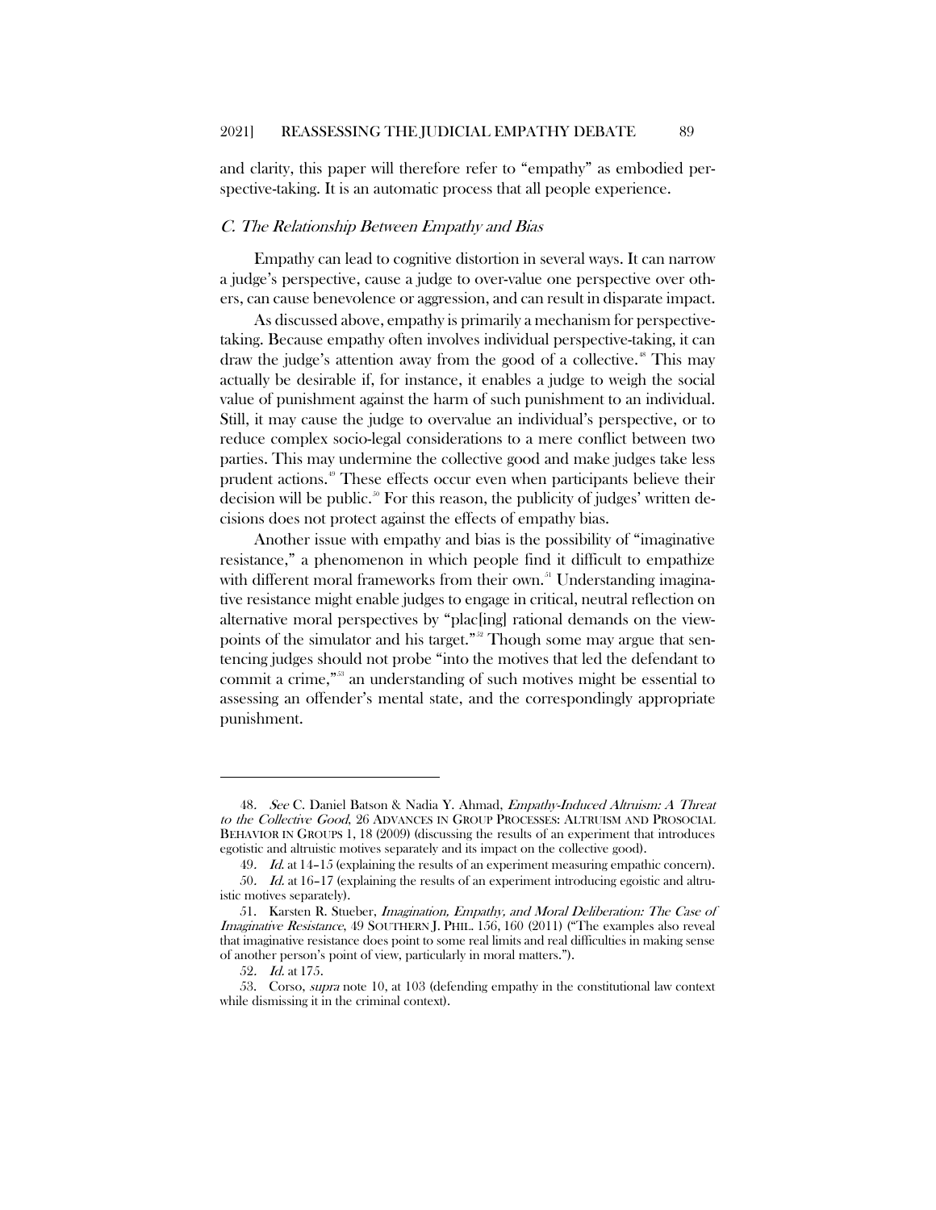and clarity, this paper will therefore refer to "empathy" as embodied perspective-taking. It is an automatic process that all people experience.

### *C. The Relationship Between Empathy and Bias*

Empathy can lead to cognitive distortion in several ways. It can narrow a judge's perspective, cause a judge to over-value one perspective over others, can cause benevolence or aggression, and can result in disparate impact.

As discussed above, empathy is primarily a mechanism for perspective-taking. Because empathy often involves individual perspective-taking, it can draw the judge's attention away from the good of a collective.[48] This may actually be desirable if, for instance, it enables a judge to weigh the social value of punishment against the harm of such punishment to an individual. Still, it may cause the judge to overvalue an individual's perspective, or to reduce complex socio-legal considerations to a mere conflict between two parties. This may undermine the collective good and make judges take less prudent actions.[49] These effects occur even when participants believe their decision will be public.[50] For this reason, the publicity of judges' written decisions does not protect against the effects of empathy bias.

Another issue with empathy and bias is the possibility of "imaginative resistance," a phenomenon in which people find it difficult to empathize with different moral frameworks from their own.[51] Understanding imaginative resistance might enable judges to engage in critical, neutral reflection on alternative moral perspectives by "plac[ing] rational demands on the viewpoints of the simulator and his target."[52] Though some may argue that sentencing judges should not probe "into the motives that led the defendant to commit a crime,"[53] an understanding of such motives might be essential to assessing an offender's mental state, and the correspondingly appropriate punishment.

---

48. *See* C. Daniel Batson & Nadia Y. Ahmad, *Empathy-Induced Altruism: A Threat to the Collective Good*, 26 ADVANCES IN GROUP PROCESSES: ALTRUISM AND PROSOCIAL BEHAVIOR IN GROUPS 1, 18 (2009) (discussing the results of an experiment that introduces egotistic and altruistic motives separately and its impact on the collective good).

49. *Id.* at 14–15 (explaining the results of an experiment measuring empathic concern).

50. *Id.* at 16–17 (explaining the results of an experiment introducing egoistic and altruistic motives separately).

51. Karsten R. Stueber, *Imagination, Empathy, and Moral Deliberation: The Case of Imaginative Resistance*, 49 SOUTHERN J. PHIL. 156, 160 (2011) ("The examples also reveal that imaginative resistance does point to some real limits and real difficulties in making sense of another person's point of view, particularly in moral matters.").

52. *Id.* at 175.

53. Corso, *supra* note 10, at 103 (defending empathy in the constitutional law context while dismissing it in the criminal context).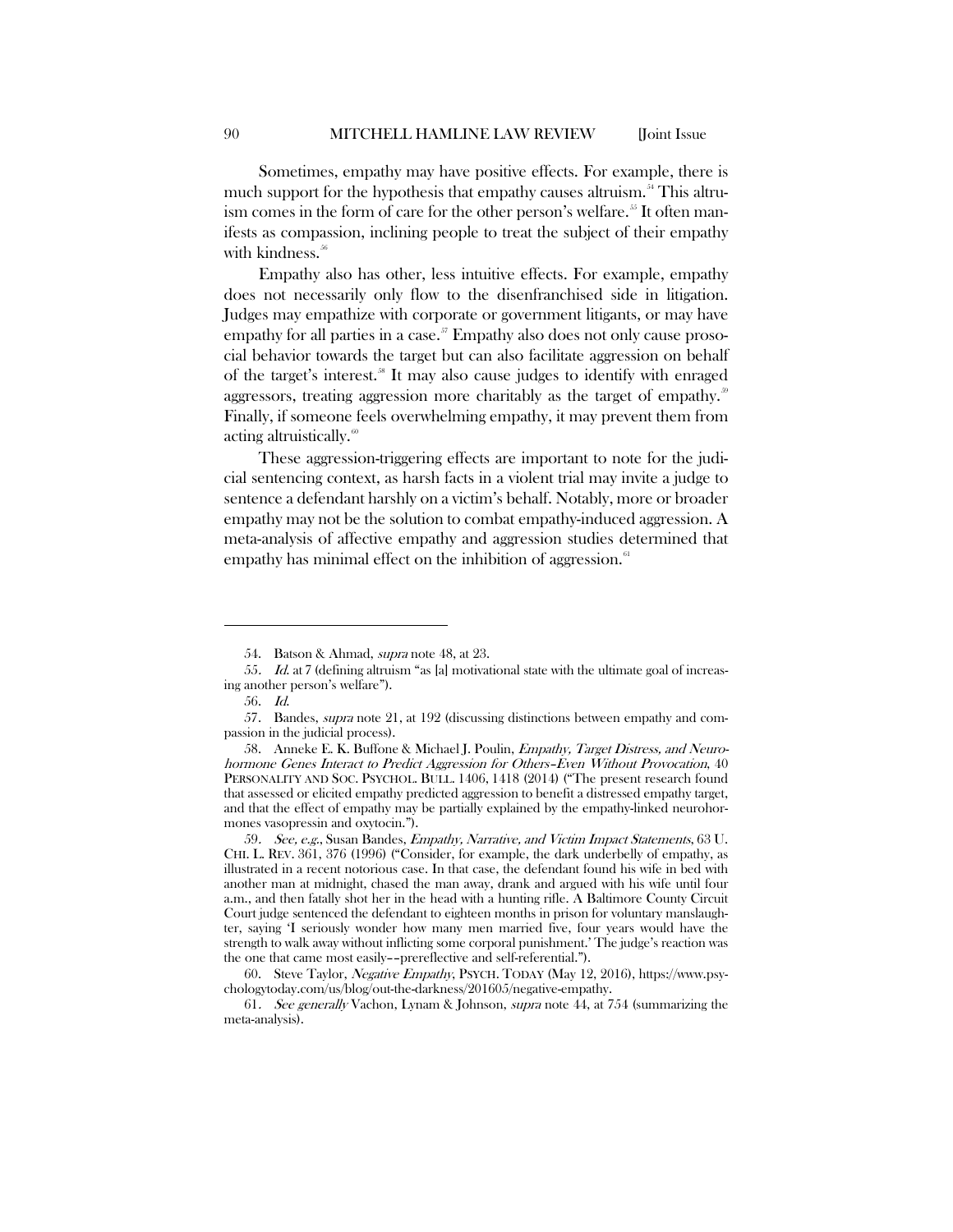Sometimes, empathy may have positive effects. For example, there is much support for the hypothesis that empathy causes altruism.[54] This altruism comes in the form of care for the other person's welfare.[55] It often manifests as compassion, inclining people to treat the subject of their empathy with kindness.[56]

Empathy also has other, less intuitive effects. For example, empathy does not necessarily only flow to the disenfranchised side in litigation. Judges may empathize with corporate or government litigants, or may have empathy for all parties in a case.[57] Empathy also does not only cause prosocial behavior towards the target but can also facilitate aggression on behalf of the target's interest.[58] It may also cause judges to identify with enraged aggressors, treating aggression more charitably as the target of empathy.[59] Finally, if someone feels overwhelming empathy, it may prevent them from acting altruistically.[60]

These aggression-triggering effects are important to note for the judicial sentencing context, as harsh facts in a violent trial may invite a judge to sentence a defendant harshly on a victim's behalf. Notably, more or broader empathy may not be the solution to combat empathy-induced aggression. A meta-analysis of affective empathy and aggression studies determined that empathy has minimal effect on the inhibition of aggression.[61]

---

54. Batson & Ahmad, *supra* note 48, at 23.

55. *Id.* at 7 (defining altruism "as [a] motivational state with the ultimate goal of increasing another person's welfare").

56. *Id.*

57. Bandes, *supra* note 21, at 192 (discussing distinctions between empathy and compassion in the judicial process).

58. Anneke E. K. Buffone & Michael J. Poulin, *Empathy, Target Distress, and Neurohormone Genes Interact to Predict Aggression for Others–Even Without Provocation*, 40 PERSONALITY AND SOC. PSYCHOL. BULL. 1406, 1418 (2014) ("The present research found that assessed or elicited empathy predicted aggression to benefit a distressed empathy target, and that the effect of empathy may be partially explained by the empathy-linked neurohormones vasopressin and oxytocin.").

59. *See, e.g.*, Susan Bandes, *Empathy, Narrative, and Victim Impact Statements*, 63 U. CHI. L. REV. 361, 376 (1996) ("Consider, for example, the dark underbelly of empathy, as illustrated in a recent notorious case. In that case, the defendant found his wife in bed with another man at midnight, chased the man away, drank and argued with his wife until four a.m., and then fatally shot her in the head with a hunting rifle. A Baltimore County Circuit Court judge sentenced the defendant to eighteen months in prison for voluntary manslaughter, saying 'I seriously wonder how many men married five, four years would have the strength to walk away without inflicting some corporal punishment.' The judge's reaction was the one that came most easily––prereflective and self-referential.").

60. Steve Taylor, *Negative Empathy*, PSYCH. TODAY (May 12, 2016), https://www.psychologytoday.com/us/blog/out-the-darkness/201605/negative-empathy.

61. *See generally* Vachon, Lynam & Johnson, *supra* note 44, at 754 (summarizing the meta-analysis).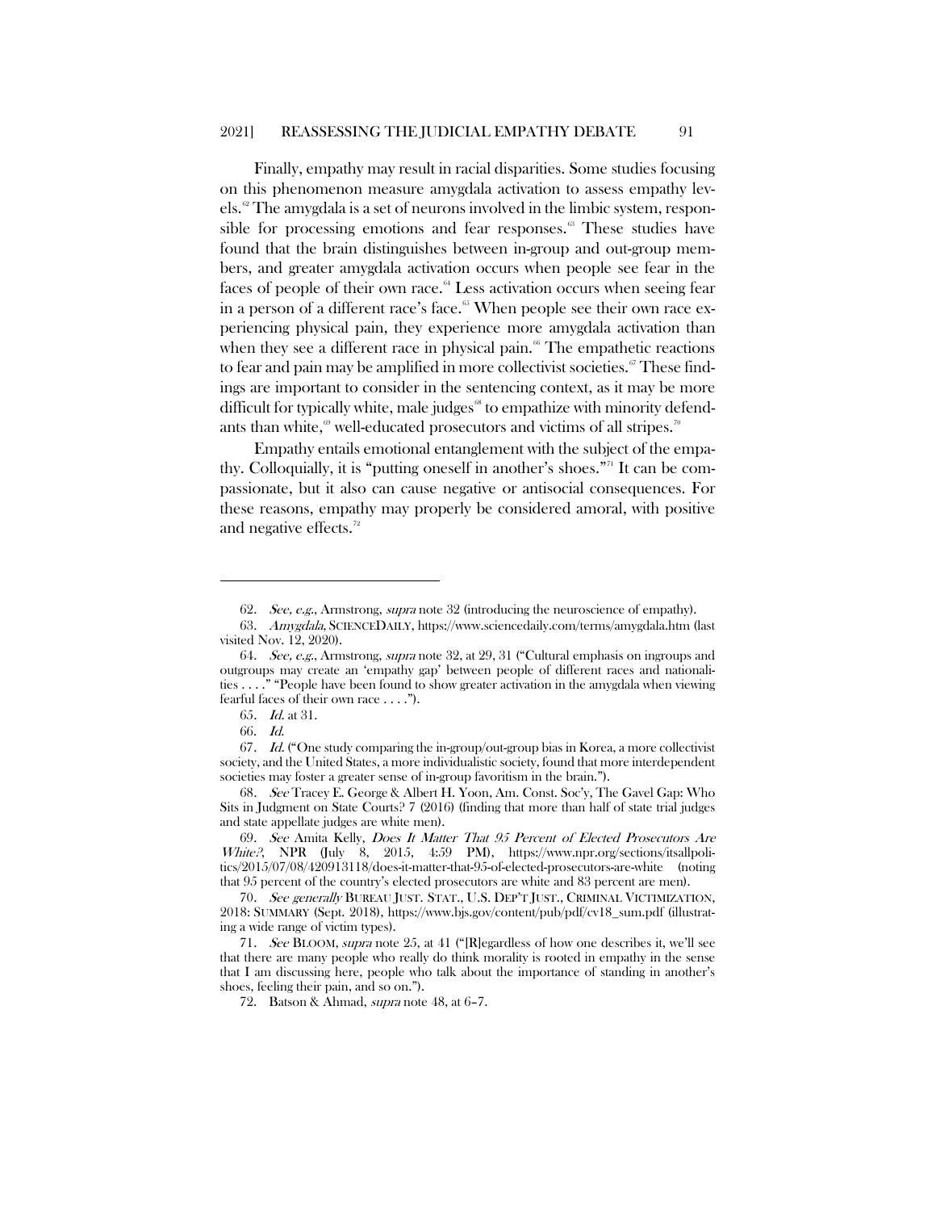Finally, empathy may result in racial disparities. Some studies focusing on this phenomenon measure amygdala activation to assess empathy levels.[62] The amygdala is a set of neurons involved in the limbic system, responsible for processing emotions and fear responses.[63] These studies have found that the brain distinguishes between in-group and out-group members, and greater amygdala activation occurs when people see fear in the faces of people of their own race.[64] Less activation occurs when seeing fear in a person of a different race's face.[65] When people see their own race experiencing physical pain, they experience more amygdala activation than when they see a different race in physical pain.[66] The empathetic reactions to fear and pain may be amplified in more collectivist societies.[67] These findings are important to consider in the sentencing context, as it may be more difficult for typically white, male judges[68] to empathize with minority defendants than white,[69] well-educated prosecutors and victims of all stripes.[70]

Empathy entails emotional entanglement with the subject of the empathy. Colloquially, it is "putting oneself in another's shoes."[71] It can be compassionate, but it also can cause negative or antisocial consequences. For these reasons, empathy may properly be considered amoral, with positive and negative effects.[72]

---

62. *See, e.g.*, Armstrong, *supra* note 32 (introducing the neuroscience of empathy).

63. *Amygdala*, SCIENCEDAILY, https://www.sciencedaily.com/terms/amygdala.htm (last visited Nov. 12, 2020).

64. *See, e.g.*, Armstrong, *supra* note 32, at 29, 31 ("Cultural emphasis on ingroups and outgroups may create an 'empathy gap' between people of different races and nationalities . . . ." "People have been found to show greater activation in the amygdala when viewing fearful faces of their own race . . . .").

65. *Id.* at 31.

66. *Id.*

67. *Id.* ("One study comparing the in-group/out-group bias in Korea, a more collectivist society, and the United States, a more individualistic society, found that more interdependent societies may foster a greater sense of in-group favoritism in the brain.").

68. *See* Tracey E. George & Albert H. Yoon, Am. Const. Soc'y, The Gavel Gap: Who Sits in Judgment on State Courts? 7 (2016) (finding that more than half of state trial judges and state appellate judges are white men).

69. *See* Amita Kelly, *Does It Matter That 95 Percent of Elected Prosecutors Are White?*, NPR (July 8, 2015, 4:59 PM), https://www.npr.org/sections/itsallpolitics/2015/07/08/420913118/does-it-matter-that-95-of-elected-prosecutors-are-white (noting that 95 percent of the country's elected prosecutors are white and 83 percent are men).

70. *See generally* BUREAU JUST. STAT., U.S. DEP'T JUST., CRIMINAL VICTIMIZATION, 2018: SUMMARY (Sept. 2018), https://www.bjs.gov/content/pub/pdf/cv18_sum.pdf (illustrating a wide range of victim types).

71. *See* BLOOM, *supra* note 25, at 41 ("[R]egardless of how one describes it, we'll see that there are many people who really do think morality is rooted in empathy in the sense that I am discussing here, people who talk about the importance of standing in another's shoes, feeling their pain, and so on.").

72. Batson & Ahmad, *supra* note 48, at 6–7.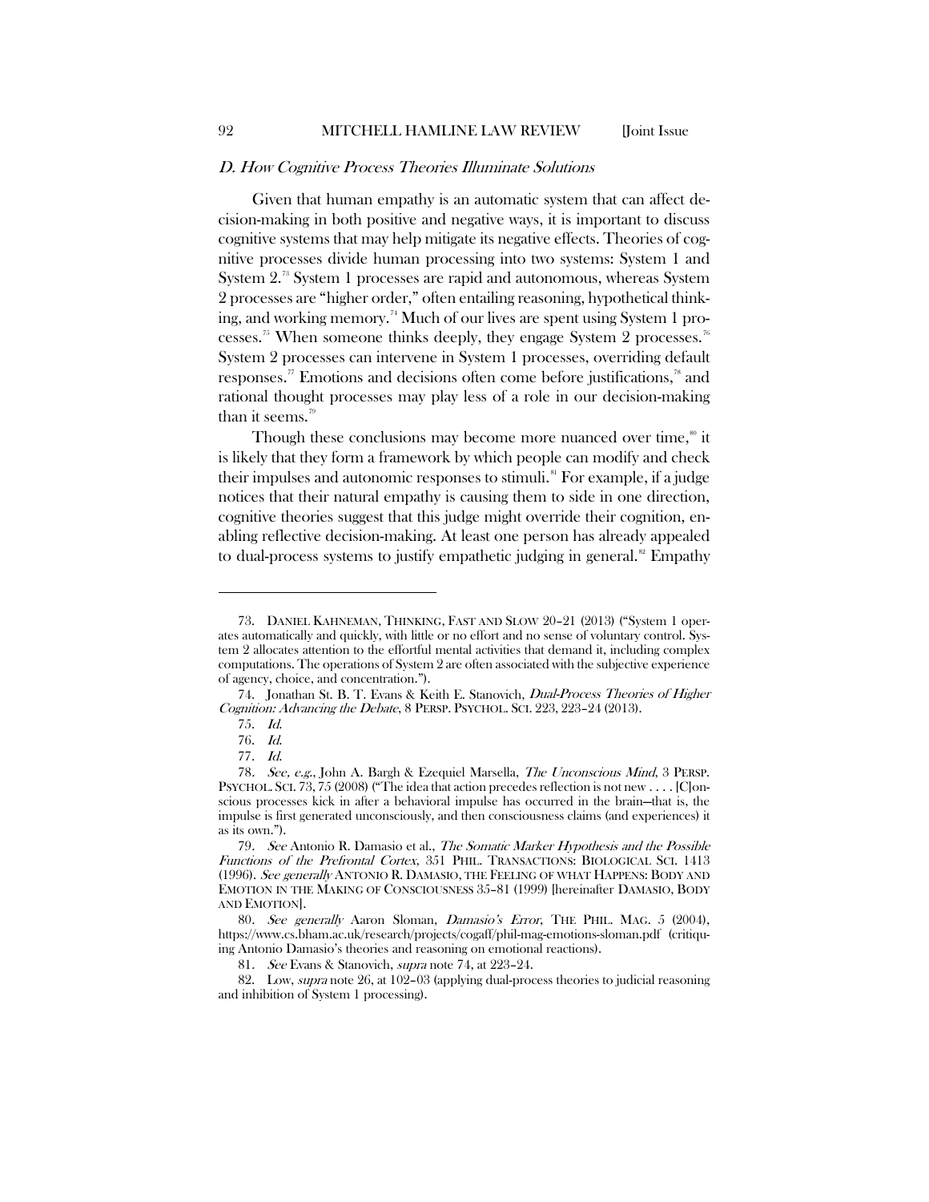### *D. How Cognitive Process Theories Illuminate Solutions*

Given that human empathy is an automatic system that can affect decision-making in both positive and negative ways, it is important to discuss cognitive systems that may help mitigate its negative effects. Theories of cognitive processes divide human processing into two systems: System 1 and System 2.[73] System 1 processes are rapid and autonomous, whereas System 2 processes are "higher order," often entailing reasoning, hypothetical thinking, and working memory.[74] Much of our lives are spent using System 1 processes.[75] When someone thinks deeply, they engage System 2 processes.[76] System 2 processes can intervene in System 1 processes, overriding default responses.[77] Emotions and decisions often come before justifications,[78] and rational thought processes may play less of a role in our decision-making than it seems.[79]

Though these conclusions may become more nuanced over time,[80] it is likely that they form a framework by which people can modify and check their impulses and autonomic responses to stimuli.[81] For example, if a judge notices that their natural empathy is causing them to side in one direction, cognitive theories suggest that this judge might override their cognition, enabling reflective decision-making. At least one person has already appealed to dual-process systems to justify empathetic judging in general.[82] Empathy

---

73. DANIEL KAHNEMAN, THINKING, FAST AND SLOW 20–21 (2013) ("System 1 operates automatically and quickly, with little or no effort and no sense of voluntary control. System 2 allocates attention to the effortful mental activities that demand it, including complex computations. The operations of System 2 are often associated with the subjective experience of agency, choice, and concentration.").

74. Jonathan St. B. T. Evans & Keith E. Stanovich, *Dual-Process Theories of Higher Cognition: Advancing the Debate*, 8 PERSP. PSYCHOL. SCI. 223, 223–24 (2013).

75. *Id.*

76. *Id.*

77. *Id.*

78. *See, e.g.*, John A. Bargh & Ezequiel Marsella, *The Unconscious Mind*, 3 PERSP. PSYCHOL. SCI. 73, 75 (2008) ("The idea that action precedes reflection is not new . . . . [C]onscious processes kick in after a behavioral impulse has occurred in the brain—that is, the impulse is first generated unconsciously, and then consciousness claims (and experiences) it as its own.").

79. *See* Antonio R. Damasio et al., *The Somatic Marker Hypothesis and the Possible Functions of the Prefrontal Cortex*, 351 PHIL. TRANSACTIONS: BIOLOGICAL SCI. 1413 (1996). *See generally* ANTONIO R. DAMASIO, THE FEELING OF WHAT HAPPENS: BODY AND EMOTION IN THE MAKING OF CONSCIOUSNESS 35–81 (1999) [hereinafter DAMASIO, BODY AND EMOTION].

80. *See generally* Aaron Sloman, *Damasio's Error*, THE PHIL. MAG. 5 (2004), https://www.cs.bham.ac.uk/research/projects/cogaff/phil-mag-emotions-sloman.pdf (critiquing Antonio Damasio's theories and reasoning on emotional reactions).

81. *See* Evans & Stanovich, *supra* note 74, at 223–24.

82. Low, *supra* note 26, at 102–03 (applying dual-process theories to judicial reasoning and inhibition of System 1 processing).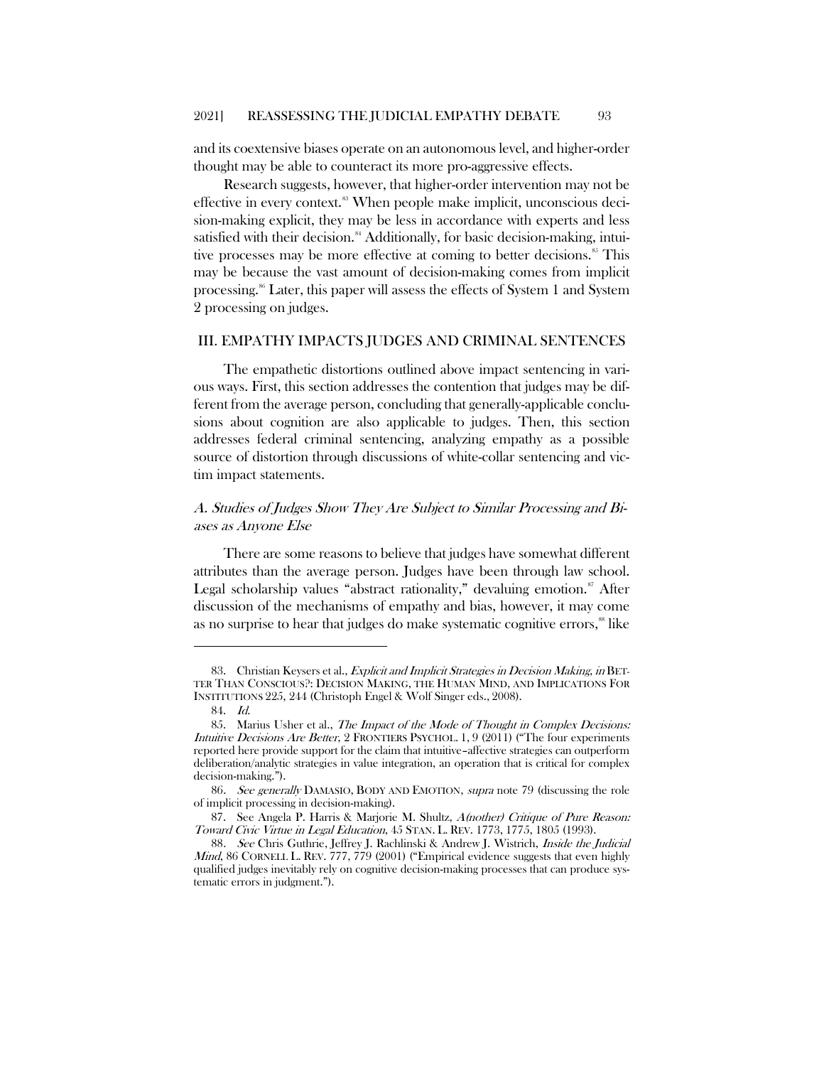and its coextensive biases operate on an autonomous level, and higher-order thought may be able to counteract its more pro-aggressive effects.

Research suggests, however, that higher-order intervention may not be effective in every context.[83] When people make implicit, unconscious decision-making explicit, they may be less in accordance with experts and less satisfied with their decision.[84] Additionally, for basic decision-making, intuitive processes may be more effective at coming to better decisions.[85] This may be because the vast amount of decision-making comes from implicit processing.[86] Later, this paper will assess the effects of System 1 and System 2 processing on judges.

## III. EMPATHY IMPACTS JUDGES AND CRIMINAL SENTENCES

The empathetic distortions outlined above impact sentencing in various ways. First, this section addresses the contention that judges may be different from the average person, concluding that generally-applicable conclusions about cognition are also applicable to judges. Then, this section addresses federal criminal sentencing, analyzing empathy as a possible source of distortion through discussions of white-collar sentencing and victim impact statements.

### *A. Studies of Judges Show They Are Subject to Similar Processing and Biases as Anyone Else*

There are some reasons to believe that judges have somewhat different attributes than the average person. Judges have been through law school. Legal scholarship values "abstract rationality," devaluing emotion.[87] After discussion of the mechanisms of empathy and bias, however, it may come as no surprise to hear that judges do make systematic cognitive errors,[88] like

---

83. Christian Keysers et al., *Explicit and Implicit Strategies in Decision Making*, *in* BETTER THAN CONSCIOUS?: DECISION MAKING, THE HUMAN MIND, AND IMPLICATIONS FOR INSTITUTIONS 225, 244 (Christoph Engel & Wolf Singer eds., 2008).

84. *Id.*

85. Marius Usher et al., *The Impact of the Mode of Thought in Complex Decisions: Intuitive Decisions Are Better*, 2 FRONTIERS PSYCHOL. 1, 9 (2011) ("The four experiments reported here provide support for the claim that intuitive–affective strategies can outperform deliberation/analytic strategies in value integration, an operation that is critical for complex decision-making.").

86. *See generally* DAMASIO, BODY AND EMOTION, *supra* note 79 (discussing the role of implicit processing in decision-making).

87. See Angela P. Harris & Marjorie M. Shultz, *A(nother) Critique of Pure Reason: Toward Civic Virtue in Legal Education*, 45 STAN. L. REV. 1773, 1775, 1805 (1993).

88. *See* Chris Guthrie, Jeffrey J. Rachlinski & Andrew J. Wistrich, *Inside the Judicial Mind*, 86 CORNELL L. REV. 777, 779 (2001) ("Empirical evidence suggests that even highly qualified judges inevitably rely on cognitive decision-making processes that can produce systematic errors in judgment.").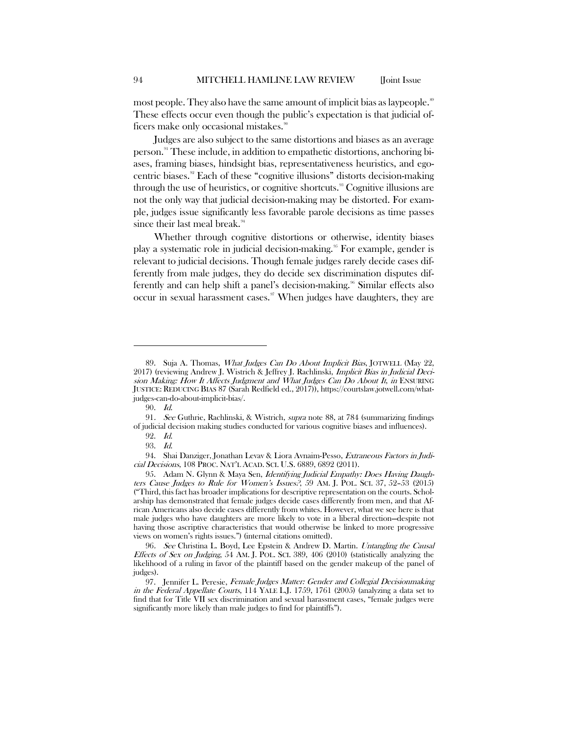most people. They also have the same amount of implicit bias as laypeople.[89] These effects occur even though the public's expectation is that judicial officers make only occasional mistakes.[90]

Judges are also subject to the same distortions and biases as an average person.[91] These include, in addition to empathetic distortions, anchoring biases, framing biases, hindsight bias, representativeness heuristics, and egocentric biases.[92] Each of these "cognitive illusions" distorts decision-making through the use of heuristics, or cognitive shortcuts.[93] Cognitive illusions are not the only way that judicial decision-making may be distorted. For example, judges issue significantly less favorable parole decisions as time passes since their last meal break.[94]

Whether through cognitive distortions or otherwise, identity biases play a systematic role in judicial decision-making.[95] For example, gender is relevant to judicial decisions. Though female judges rarely decide cases differently from male judges, they do decide sex discrimination disputes differently and can help shift a panel's decision-making.[96] Similar effects also occur in sexual harassment cases.[97] When judges have daughters, they are

---

89. Suja A. Thomas, *What Judges Can Do About Implicit Bias*, JOTWELL (May 22, 2017) (reviewing Andrew J. Wistrich & Jeffrey J. Rachlinski, *Implicit Bias in Judicial Decision Making: How It Affects Judgment and What Judges Can Do About It*, *in* ENSURING JUSTICE: REDUCING BIAS 87 (Sarah Redfield ed., 2017)), https://courtslaw.jotwell.com/what-judges-can-do-about-implicit-bias/.

90. *Id.*

91. *See* Guthrie, Rachlinski, & Wistrich, *supra* note 88, at 784 (summarizing findings of judicial decision making studies conducted for various cognitive biases and influences).

92. *Id.*

93. *Id.*

94. Shai Danziger, Jonathan Levav & Liora Avnaim-Pesso, *Extraneous Factors in Judicial Decisions*, 108 PROC. NAT'L ACAD. SCI. U.S. 6889, 6892 (2011).

95. Adam N. Glynn & Maya Sen, *Identifying Judicial Empathy: Does Having Daughters Cause Judges to Rule for Women's Issues?*, 59 AM. J. POL. SCI. 37, 52–53 (2015) ("Third, this fact has broader implications for descriptive representation on the courts. Scholarship has demonstrated that female judges decide cases differently from men, and that African Americans also decide cases differently from whites. However, what we see here is that male judges who have daughters are more likely to vote in a liberal direction—despite not having those ascriptive characteristics that would otherwise be linked to more progressive views on women's rights issues.") (internal citations omitted).

96. *See* Christina L. Boyd, Lee Epstein & Andrew D. Martin. *Untangling the Causal Effects of Sex on Judging*, 54 AM. J. POL. SCI. 389, 406 (2010) (statistically analyzing the likelihood of a ruling in favor of the plaintiff based on the gender makeup of the panel of judges).

97. Jennifer L. Peresie, *Female Judges Matter: Gender and Collegial Decisionmaking in the Federal Appellate Courts*, 114 YALE L.J. 1759, 1761 (2005) (analyzing a data set to find that for Title VII sex discrimination and sexual harassment cases, "female judges were significantly more likely than male judges to find for plaintiffs").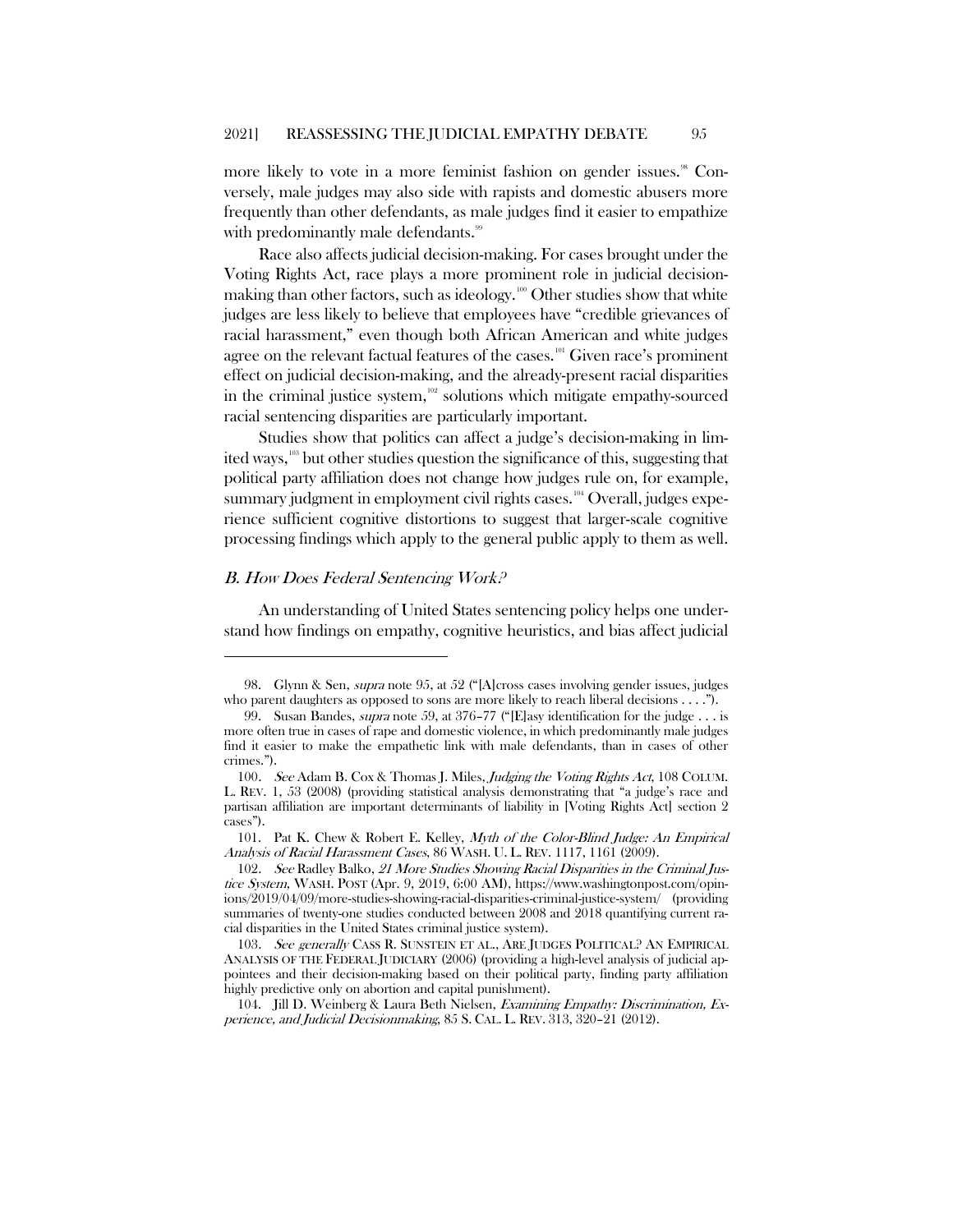more likely to vote in a more feminist fashion on gender issues.[98] Conversely, male judges may also side with rapists and domestic abusers more frequently than other defendants, as male judges find it easier to empathize with predominantly male defendants.[99]

Race also affects judicial decision-making. For cases brought under the Voting Rights Act, race plays a more prominent role in judicial decision-making than other factors, such as ideology.[100] Other studies show that white judges are less likely to believe that employees have "credible grievances of racial harassment," even though both African American and white judges agree on the relevant factual features of the cases.[101] Given race's prominent effect on judicial decision-making, and the already-present racial disparities in the criminal justice system,[102] solutions which mitigate empathy-sourced racial sentencing disparities are particularly important.

Studies show that politics can affect a judge's decision-making in limited ways,[103] but other studies question the significance of this, suggesting that political party affiliation does not change how judges rule on, for example, summary judgment in employment civil rights cases.[104] Overall, judges experience sufficient cognitive distortions to suggest that larger-scale cognitive processing findings which apply to the general public apply to them as well.

### *B. How Does Federal Sentencing Work?*

An understanding of United States sentencing policy helps one understand how findings on empathy, cognitive heuristics, and bias affect judicial

---

98. Glynn & Sen, *supra* note 95, at 52 ("[A]cross cases involving gender issues, judges who parent daughters as opposed to sons are more likely to reach liberal decisions . . . .").

99. Susan Bandes, *supra* note 59, at 376–77 ("[E]asy identification for the judge . . . is more often true in cases of rape and domestic violence, in which predominantly male judges find it easier to make the empathetic link with male defendants, than in cases of other crimes.").

100. *See* Adam B. Cox & Thomas J. Miles, *Judging the Voting Rights Act*, 108 COLUM. L. REV. 1, 53 (2008) (providing statistical analysis demonstrating that "a judge's race and partisan affiliation are important determinants of liability in [Voting Rights Act] section 2 cases").

101. Pat K. Chew & Robert E. Kelley, *Myth of the Color-Blind Judge: An Empirical Analysis of Racial Harassment Cases*, 86 WASH. U. L. REV. 1117, 1161 (2009).

102. *See* Radley Balko, *21 More Studies Showing Racial Disparities in the Criminal Justice System*, WASH. POST (Apr. 9, 2019, 6:00 AM), https://www.washingtonpost.com/opinions/2019/04/09/more-studies-showing-racial-disparities-criminal-justice-system/ (providing summaries of twenty-one studies conducted between 2008 and 2018 quantifying current racial disparities in the United States criminal justice system).

103. *See generally* CASS R. SUNSTEIN ET AL., ARE JUDGES POLITICAL? AN EMPIRICAL ANALYSIS OF THE FEDERAL JUDICIARY (2006) (providing a high-level analysis of judicial appointees and their decision-making based on their political party, finding party affiliation highly predictive only on abortion and capital punishment).

104. Jill D. Weinberg & Laura Beth Nielsen, *Examining Empathy: Discrimination, Experience, and Judicial Decisionmaking*, 85 S. CAL. L. REV. 313, 320–21 (2012).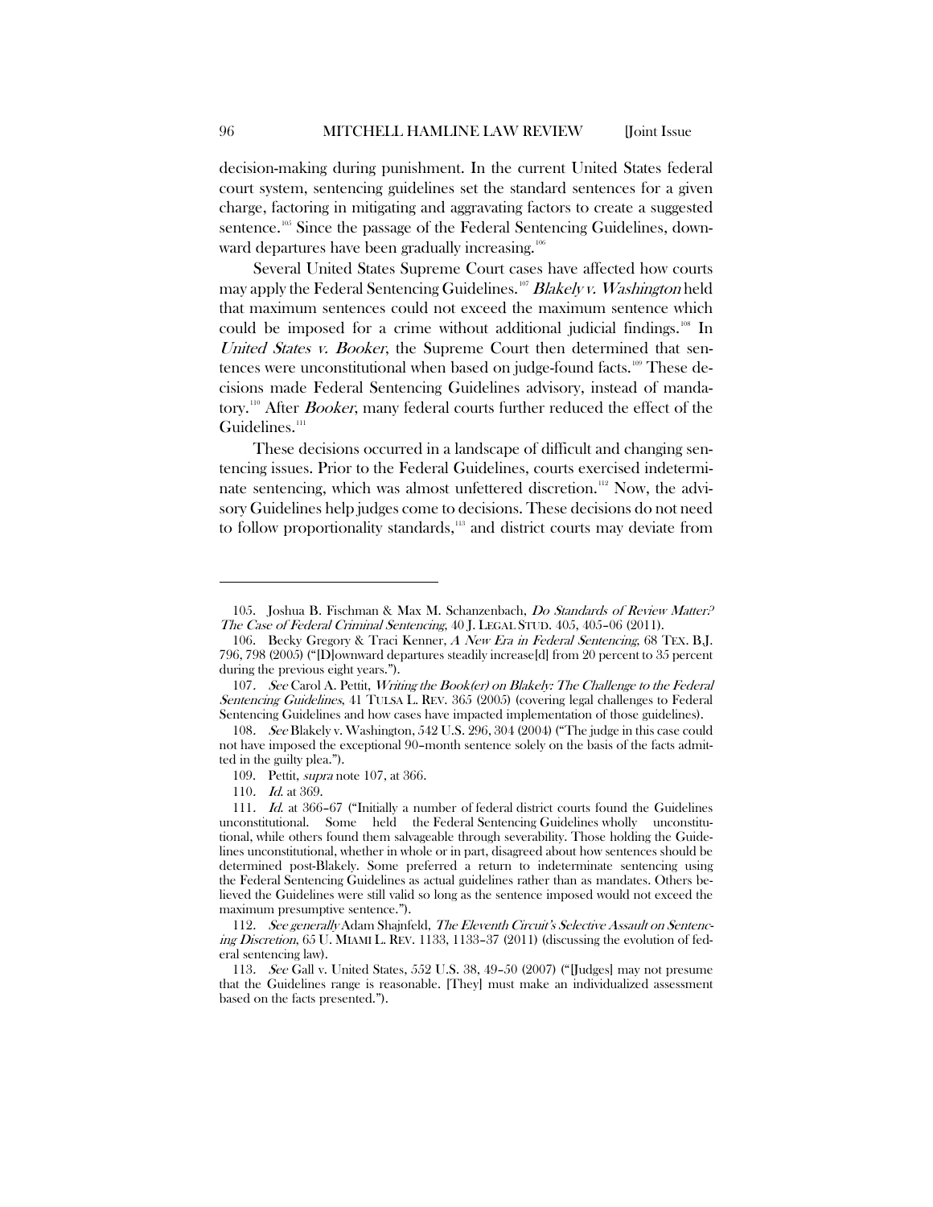decision-making during punishment. In the current United States federal court system, sentencing guidelines set the standard sentences for a given charge, factoring in mitigating and aggravating factors to create a suggested sentence.[105] Since the passage of the Federal Sentencing Guidelines, downward departures have been gradually increasing.[106]

Several United States Supreme Court cases have affected how courts may apply the Federal Sentencing Guidelines.[107] *Blakely v. Washington* held that maximum sentences could not exceed the maximum sentence which could be imposed for a crime without additional judicial findings.[108] In *United States v. Booker*, the Supreme Court then determined that sentences were unconstitutional when based on judge-found facts.[109] These decisions made Federal Sentencing Guidelines advisory, instead of mandatory.[110] After *Booker*, many federal courts further reduced the effect of the Guidelines.[111]

These decisions occurred in a landscape of difficult and changing sentencing issues. Prior to the Federal Guidelines, courts exercised indeterminate sentencing, which was almost unfettered discretion.[112] Now, the advisory Guidelines help judges come to decisions. These decisions do not need to follow proportionality standards,[113] and district courts may deviate from

---

105. Joshua B. Fischman & Max M. Schanzenbach, *Do Standards of Review Matter? The Case of Federal Criminal Sentencing*, 40 J. LEGAL STUD. 405, 405–06 (2011).

106. Becky Gregory & Traci Kenner, *A New Era in Federal Sentencing*, 68 TEX. B.J. 796, 798 (2005) ("[D]ownward departures steadily increase[d] from 20 percent to 35 percent during the previous eight years.").

107. *See* Carol A. Pettit, *Writing the Book(er) on Blakely: The Challenge to the Federal Sentencing Guidelines*, 41 TULSA L. REV. 365 (2005) (covering legal challenges to Federal Sentencing Guidelines and how cases have impacted implementation of those guidelines).

108. *See* Blakely v. Washington, 542 U.S. 296, 304 (2004) ("The judge in this case could not have imposed the exceptional 90–month sentence solely on the basis of the facts admitted in the guilty plea.").

109. Pettit, *supra* note 107, at 366.

110. *Id.* at 369.

111. *Id.* at 366–67 ("Initially a number of federal district courts found the Guidelines unconstitutional. Some held the Federal Sentencing Guidelines wholly unconstitutional, while others found them salvageable through severability. Those holding the Guidelines unconstitutional, whether in whole or in part, disagreed about how sentences should be determined post-Blakely. Some preferred a return to indeterminate sentencing using the Federal Sentencing Guidelines as actual guidelines rather than as mandates. Others believed the Guidelines were still valid so long as the sentence imposed would not exceed the maximum presumptive sentence.").

112. *See generally* Adam Shajnfeld, *The Eleventh Circuit's Selective Assault on Sentencing Discretion*, 65 U. MIAMI L. REV. 1133, 1133–37 (2011) (discussing the evolution of federal sentencing law).

113. *See* Gall v. United States, 552 U.S. 38, 49–50 (2007) ("[Judges] may not presume that the Guidelines range is reasonable. [They] must make an individualized assessment based on the facts presented.").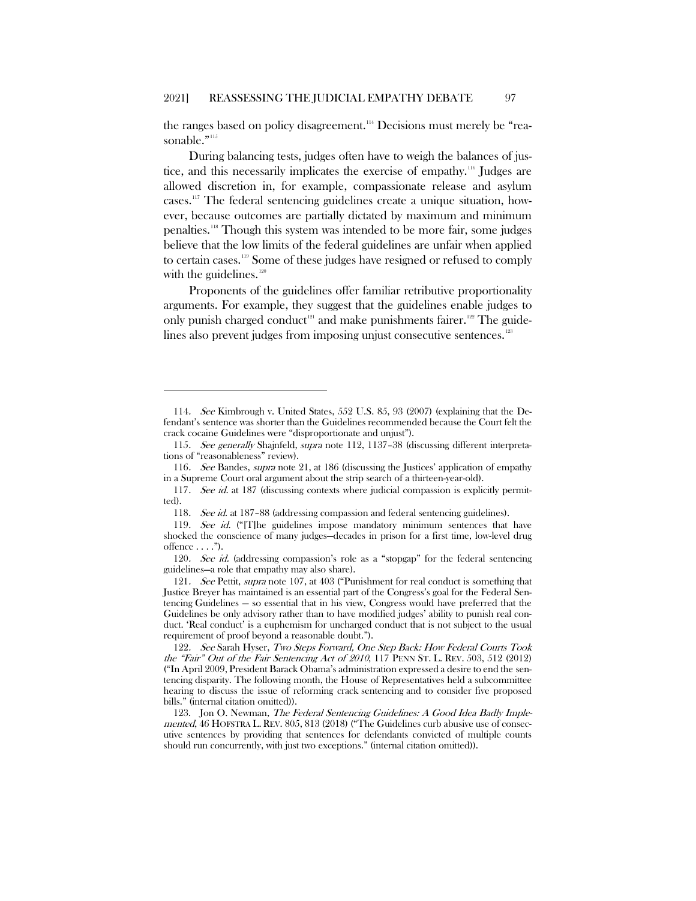the ranges based on policy disagreement.[114] Decisions must merely be "reasonable."[115]

During balancing tests, judges often have to weigh the balances of justice, and this necessarily implicates the exercise of empathy.[116] Judges are allowed discretion in, for example, compassionate release and asylum cases.[117] The federal sentencing guidelines create a unique situation, however, because outcomes are partially dictated by maximum and minimum penalties.[118] Though this system was intended to be more fair, some judges believe that the low limits of the federal guidelines are unfair when applied to certain cases.[119] Some of these judges have resigned or refused to comply with the guidelines.[120]

Proponents of the guidelines offer familiar retributive proportionality arguments. For example, they suggest that the guidelines enable judges to only punish charged conduct[121] and make punishments fairer.[122] The guidelines also prevent judges from imposing unjust consecutive sentences.[123]

---

114. *See* Kimbrough v. United States, 552 U.S. 85, 93 (2007) (explaining that the Defendant's sentence was shorter than the Guidelines recommended because the Court felt the crack cocaine Guidelines were "disproportionate and unjust").

115. *See generally* Shajnfeld, *supra* note 112, 1137–38 (discussing different interpretations of "reasonableness" review).

116. *See* Bandes, *supra* note 21, at 186 (discussing the Justices' application of empathy in a Supreme Court oral argument about the strip search of a thirteen-year-old).

117. *See id.* at 187 (discussing contexts where judicial compassion is explicitly permitted).

118. *See id.* at 187–88 (addressing compassion and federal sentencing guidelines).

119. *See id.* ("[T]he guidelines impose mandatory minimum sentences that have shocked the conscience of many judges—decades in prison for a first time, low-level drug offence . . . .").

120. *See id.* (addressing compassion's role as a "stopgap" for the federal sentencing guidelines—a role that empathy may also share).

121. *See* Pettit, *supra* note 107, at 403 ("Punishment for real conduct is something that Justice Breyer has maintained is an essential part of the Congress's goal for the Federal Sentencing Guidelines — so essential that in his view, Congress would have preferred that the Guidelines be only advisory rather than to have modified judges' ability to punish real conduct. 'Real conduct' is a euphemism for uncharged conduct that is not subject to the usual requirement of proof beyond a reasonable doubt.").

122. *See* Sarah Hyser, *Two Steps Forward, One Step Back: How Federal Courts Took the "Fair" Out of the Fair Sentencing Act of 2010*, 117 PENN ST. L. REV. 503, 512 (2012) ("In April 2009, President Barack Obama's administration expressed a desire to end the sentencing disparity. The following month, the House of Representatives held a subcommittee hearing to discuss the issue of reforming crack sentencing and to consider five proposed bills." (internal citation omitted)).

123. Jon O. Newman, *The Federal Sentencing Guidelines: A Good Idea Badly Implemented*, 46 HOFSTRA L. REV. 805, 813 (2018) ("The Guidelines curb abusive use of consecutive sentences by providing that sentences for defendants convicted of multiple counts should run concurrently, with just two exceptions." (internal citation omitted)).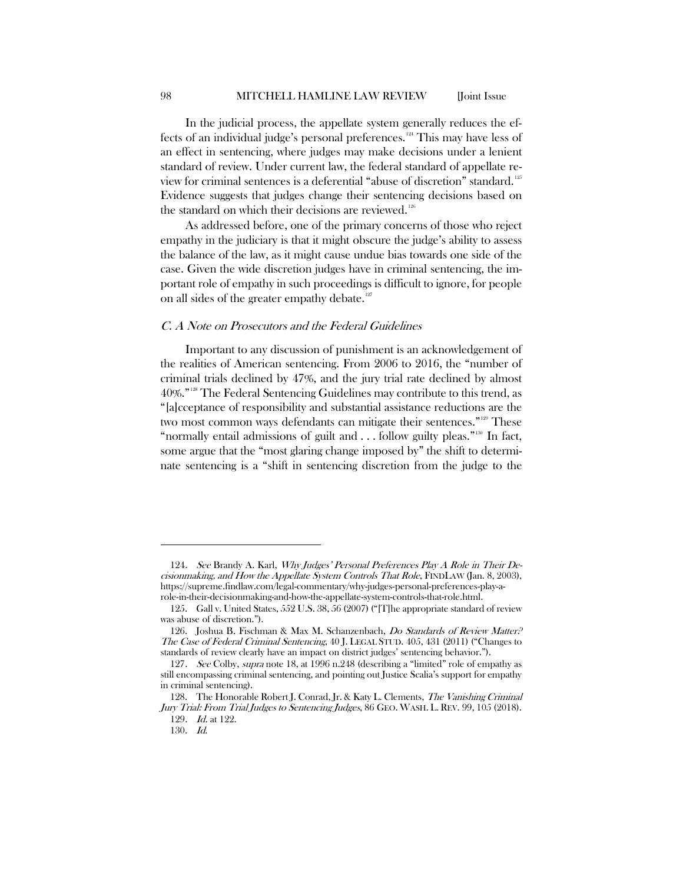In the judicial process, the appellate system generally reduces the effects of an individual judge's personal preferences.[124] This may have less of an effect in sentencing, where judges may make decisions under a lenient standard of review. Under current law, the federal standard of appellate review for criminal sentences is a deferential "abuse of discretion" standard.[125] Evidence suggests that judges change their sentencing decisions based on the standard on which their decisions are reviewed.[126]

As addressed before, one of the primary concerns of those who reject empathy in the judiciary is that it might obscure the judge's ability to assess the balance of the law, as it might cause undue bias towards one side of the case. Given the wide discretion judges have in criminal sentencing, the important role of empathy in such proceedings is difficult to ignore, for people on all sides of the greater empathy debate.[127]

### *C. A Note on Prosecutors and the Federal Guidelines*

Important to any discussion of punishment is an acknowledgement of the realities of American sentencing. From 2006 to 2016, the "number of criminal trials declined by 47%, and the jury trial rate declined by almost 40%."[128] The Federal Sentencing Guidelines may contribute to this trend, as "[a]cceptance of responsibility and substantial assistance reductions are the two most common ways defendants can mitigate their sentences."[129] These "normally entail admissions of guilt and . . . follow guilty pleas."[130] In fact, some argue that the "most glaring change imposed by" the shift to determinate sentencing is a "shift in sentencing discretion from the judge to the

---

124. *See* Brandy A. Karl, *Why Judges' Personal Preferences Play A Role in Their Decisionmaking, and How the Appellate System Controls That Role*, FINDLAW (Jan. 8, 2003), https://supreme.findlaw.com/legal-commentary/why-judges-personal-preferences-play-a-role-in-their-decisionmaking-and-how-the-appellate-system-controls-that-role.html.

125. Gall v. United States, 552 U.S. 38, 56 (2007) ("[T]he appropriate standard of review was abuse of discretion.").

126. Joshua B. Fischman & Max M. Schanzenbach, *Do Standards of Review Matter? The Case of Federal Criminal Sentencing*, 40 J. LEGAL STUD. 405, 431 (2011) ("Changes to standards of review clearly have an impact on district judges' sentencing behavior.").

127. *See* Colby, *supra* note 18, at 1996 n.248 (describing a "limited" role of empathy as still encompassing criminal sentencing, and pointing out Justice Scalia's support for empathy in criminal sentencing).

128. The Honorable Robert J. Conrad, Jr. & Katy L. Clements, *The Vanishing Criminal Jury Trial: From Trial Judges to Sentencing Judges*, 86 GEO. WASH. L. REV. 99, 105 (2018).

129. *Id.* at 122.

130. *Id.*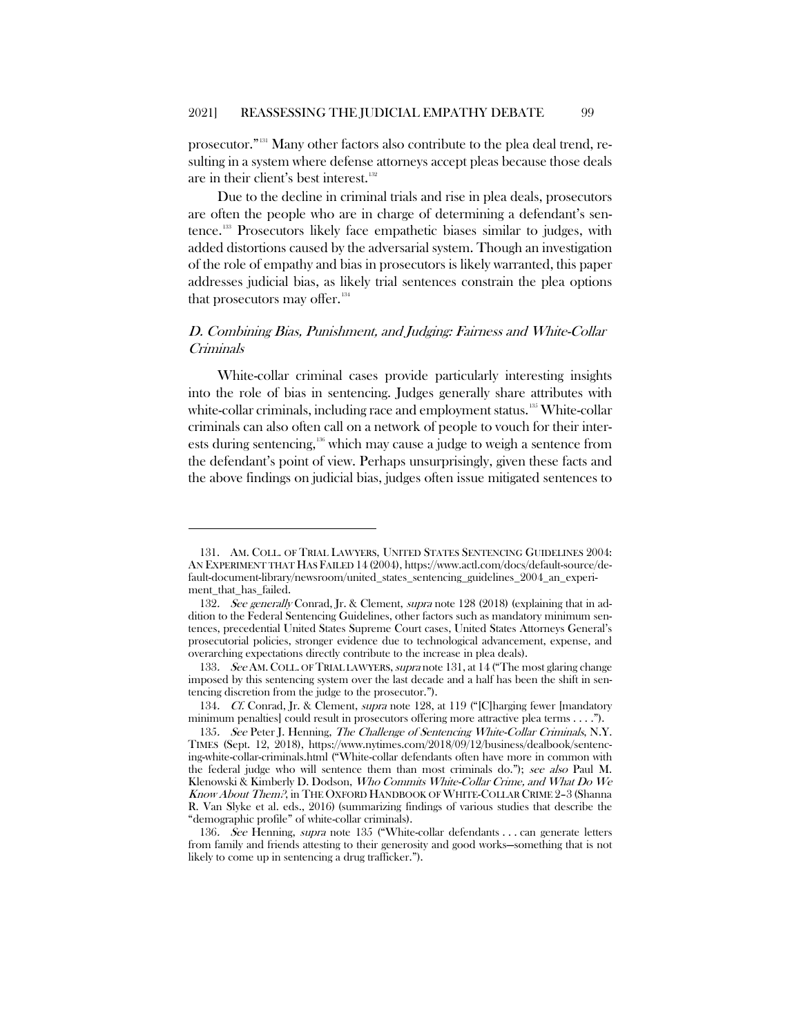prosecutor."[131] Many other factors also contribute to the plea deal trend, resulting in a system where defense attorneys accept pleas because those deals are in their client's best interest.[132]

Due to the decline in criminal trials and rise in plea deals, prosecutors are often the people who are in charge of determining a defendant's sentence.[133] Prosecutors likely face empathetic biases similar to judges, with added distortions caused by the adversarial system. Though an investigation of the role of empathy and bias in prosecutors is likely warranted, this paper addresses judicial bias, as likely trial sentences constrain the plea options that prosecutors may offer.[134]

### *D. Combining Bias, Punishment, and Judging: Fairness and White-Collar Criminals*

White-collar criminal cases provide particularly interesting insights into the role of bias in sentencing. Judges generally share attributes with white-collar criminals, including race and employment status.[135] White-collar criminals can also often call on a network of people to vouch for their interests during sentencing,[136] which may cause a judge to weigh a sentence from the defendant's point of view. Perhaps unsurprisingly, given these facts and the above findings on judicial bias, judges often issue mitigated sentences to

---

131. AM. COLL. OF TRIAL LAWYERS, UNITED STATES SENTENCING GUIDELINES 2004: AN EXPERIMENT THAT HAS FAILED 14 (2004), https://www.actl.com/docs/default-source/default-document-library/newsroom/united_states_sentencing_guidelines_2004_an_experiment_that_has_failed.

132. *See generally* Conrad, Jr. & Clement, *supra* note 128 (2018) (explaining that in addition to the Federal Sentencing Guidelines, other factors such as mandatory minimum sentences, precedential United States Supreme Court cases, United States Attorneys General's prosecutorial policies, stronger evidence due to technological advancement, expense, and overarching expectations directly contribute to the increase in plea deals).

133. *See* AM. COLL. OF TRIAL LAWYERS, *supra* note 131, at 14 ("The most glaring change imposed by this sentencing system over the last decade and a half has been the shift in sentencing discretion from the judge to the prosecutor.").

134. *Cf.* Conrad, Jr. & Clement, *supra* note 128, at 119 ("[C]harging fewer [mandatory minimum penalties] could result in prosecutors offering more attractive plea terms . . . .").

135. *See* Peter J. Henning, *The Challenge of Sentencing White-Collar Criminals*, N.Y. TIMES (Sept. 12, 2018), https://www.nytimes.com/2018/09/12/business/dealbook/sentencing-white-collar-criminals.html ("White-collar defendants often have more in common with the federal judge who will sentence them than most criminals do."); *see also* Paul M. Klenowski & Kimberly D. Dodson, *Who Commits White-Collar Crime, and What Do We Know About Them?*, in THE OXFORD HANDBOOK OF WHITE-COLLAR CRIME 2–3 (Shanna R. Van Slyke et al. eds., 2016) (summarizing findings of various studies that describe the "demographic profile" of white-collar criminals).

136. *See* Henning, *supra* note 135 ("White-collar defendants . . . can generate letters from family and friends attesting to their generosity and good works—something that is not likely to come up in sentencing a drug trafficker.").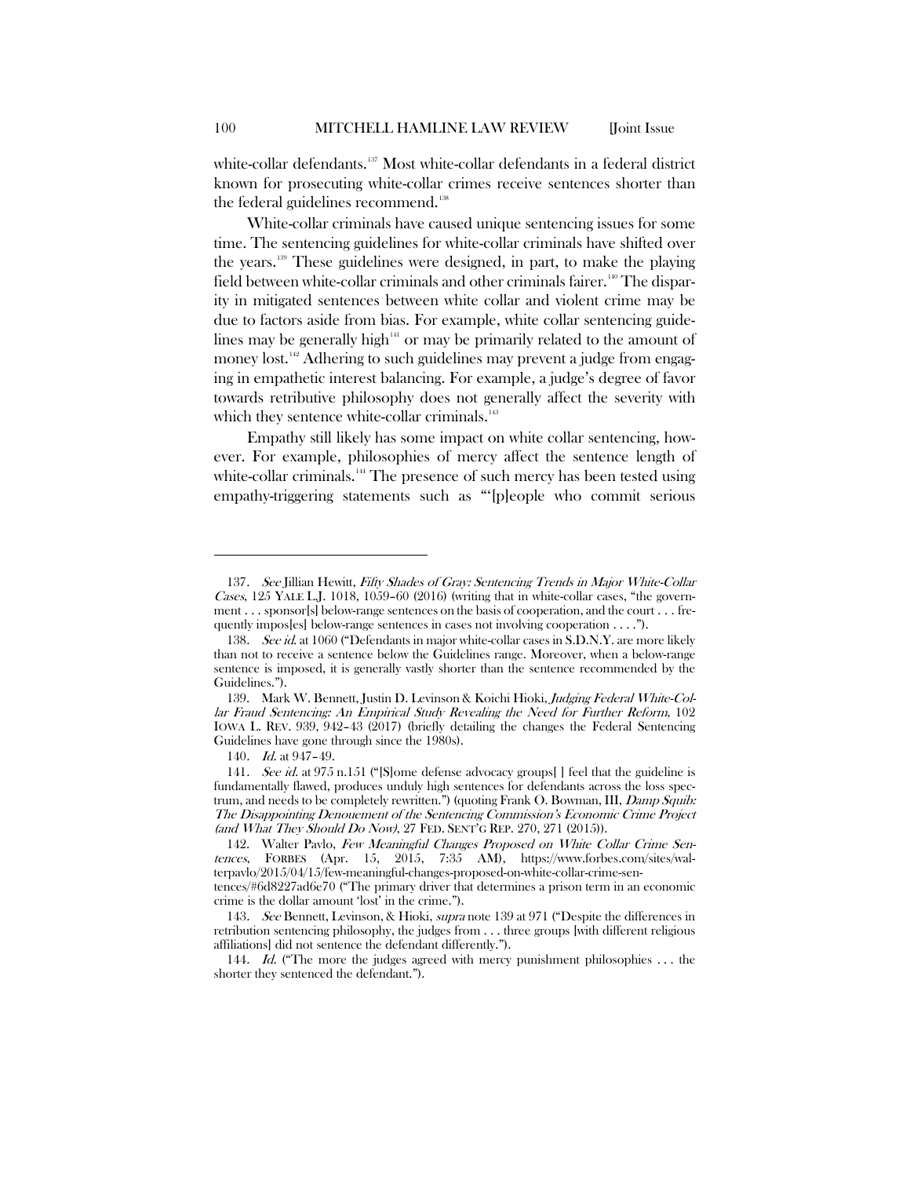white-collar defendants.[137] Most white-collar defendants in a federal district known for prosecuting white-collar crimes receive sentences shorter than the federal guidelines recommend.[138]

White-collar criminals have caused unique sentencing issues for some time. The sentencing guidelines for white-collar criminals have shifted over the years.[139] These guidelines were designed, in part, to make the playing field between white-collar criminals and other criminals fairer.[140] The disparity in mitigated sentences between white collar and violent crime may be due to factors aside from bias. For example, white collar sentencing guidelines may be generally high[141] or may be primarily related to the amount of money lost.[142] Adhering to such guidelines may prevent a judge from engaging in empathetic interest balancing. For example, a judge's degree of favor towards retributive philosophy does not generally affect the severity with which they sentence white-collar criminals.[143]

Empathy still likely has some impact on white collar sentencing, however. For example, philosophies of mercy affect the sentence length of white-collar criminals.[144] The presence of such mercy has been tested using empathy-triggering statements such as "'[p]eople who commit serious

---

137. *See* Jillian Hewitt, *Fifty Shades of Gray: Sentencing Trends in Major White-Collar Cases*, 125 YALE L.J. 1018, 1059–60 (2016) (writing that in white-collar cases, "the government . . . sponsor[s] below-range sentences on the basis of cooperation, and the court . . . frequently impos[es] below-range sentences in cases not involving cooperation . . . .").

138. *See id.* at 1060 ("Defendants in major white-collar cases in S.D.N.Y. are more likely than not to receive a sentence below the Guidelines range. Moreover, when a below-range sentence is imposed, it is generally vastly shorter than the sentence recommended by the Guidelines.").

139. Mark W. Bennett, Justin D. Levinson & Koichi Hioki, *Judging Federal White-Collar Fraud Sentencing: An Empirical Study Revealing the Need for Further Reform*, 102 IOWA L. REV. 939, 942–43 (2017) (briefly detailing the changes the Federal Sentencing Guidelines have gone through since the 1980s).

140. *Id.* at 947–49.

141. *See id.* at 975 n.151 ("[S]ome defense advocacy groups[ ] feel that the guideline is fundamentally flawed, produces unduly high sentences for defendants across the loss spectrum, and needs to be completely rewritten.") (quoting Frank O. Bowman, III, *Damp Squib: The Disappointing Denouement of the Sentencing Commission's Economic Crime Project (and What They Should Do Now)*, 27 FED. SENT'G REP. 270, 271 (2015)).

142. Walter Pavlo, *Few Meaningful Changes Proposed on White Collar Crime Sentences*, FORBES (Apr. 15, 2015, 7:35 AM), https://www.forbes.com/sites/walterpavlo/2015/04/15/few-meaningful-changes-proposed-on-white-collar-crime-sentences/#6d8227ad6e70 ("The primary driver that determines a prison term in an economic crime is the dollar amount 'lost' in the crime.").

143. *See* Bennett, Levinson, & Hioki, *supra* note 139 at 971 ("Despite the differences in retribution sentencing philosophy, the judges from . . . three groups [with different religious affiliations] did not sentence the defendant differently.").

144. *Id.* ("The more the judges agreed with mercy punishment philosophies . . . the shorter they sentenced the defendant.").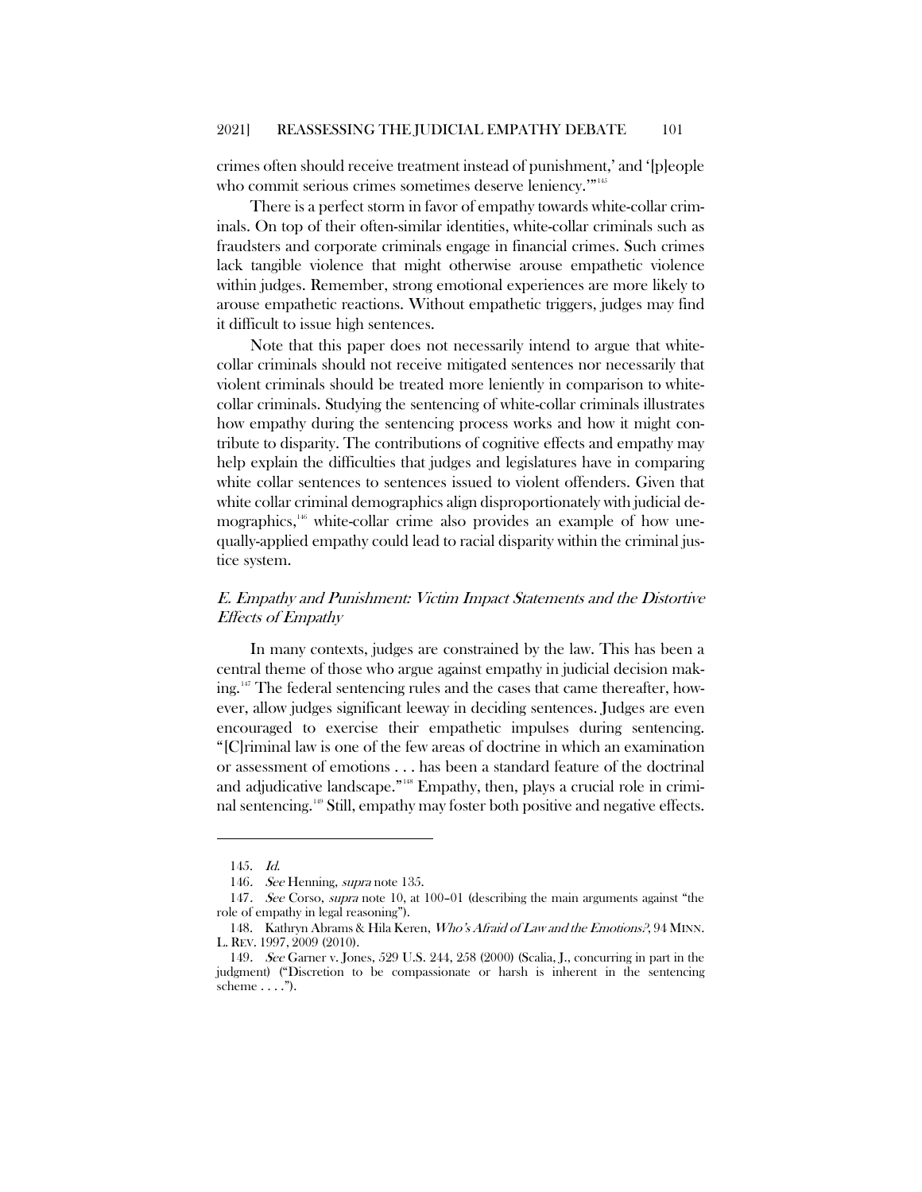crimes often should receive treatment instead of punishment,' and '[p]eople who commit serious crimes sometimes deserve leniency.'"[145]

There is a perfect storm in favor of empathy towards white-collar criminals. On top of their often-similar identities, white-collar criminals such as fraudsters and corporate criminals engage in financial crimes. Such crimes lack tangible violence that might otherwise arouse empathetic violence within judges. Remember, strong emotional experiences are more likely to arouse empathetic reactions. Without empathetic triggers, judges may find it difficult to issue high sentences.

Note that this paper does not necessarily intend to argue that white-collar criminals should not receive mitigated sentences nor necessarily that violent criminals should be treated more leniently in comparison to white-collar criminals. Studying the sentencing of white-collar criminals illustrates how empathy during the sentencing process works and how it might contribute to disparity. The contributions of cognitive effects and empathy may help explain the difficulties that judges and legislatures have in comparing white collar sentences to sentences issued to violent offenders. Given that white collar criminal demographics align disproportionately with judicial demographics,[146] white-collar crime also provides an example of how unequally-applied empathy could lead to racial disparity within the criminal justice system.

### *E. Empathy and Punishment: Victim Impact Statements and the Distortive Effects of Empathy*

In many contexts, judges are constrained by the law. This has been a central theme of those who argue against empathy in judicial decision making.[147] The federal sentencing rules and the cases that came thereafter, however, allow judges significant leeway in deciding sentences. Judges are even encouraged to exercise their empathetic impulses during sentencing. "[C]riminal law is one of the few areas of doctrine in which an examination or assessment of emotions . . . has been a standard feature of the doctrinal and adjudicative landscape."[148] Empathy, then, plays a crucial role in criminal sentencing.[149] Still, empathy may foster both positive and negative effects.

---

145. *Id.*

146. *See* Henning, *supra* note 135.

147. *See* Corso, *supra* note 10, at 100–01 (describing the main arguments against "the role of empathy in legal reasoning").

148. Kathryn Abrams & Hila Keren, *Who's Afraid of Law and the Emotions?*, 94 MINN. L. REV. 1997, 2009 (2010).

149. *See* Garner v. Jones, 529 U.S. 244, 258 (2000) (Scalia, J., concurring in part in the judgment) ("Discretion to be compassionate or harsh is inherent in the sentencing scheme . . . .").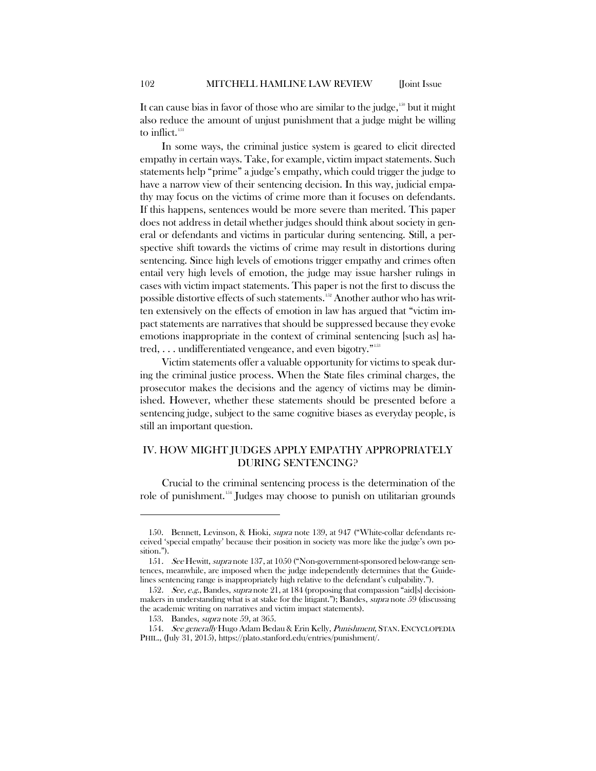It can cause bias in favor of those who are similar to the judge,[150] but it might also reduce the amount of unjust punishment that a judge might be willing to inflict.[151]

In some ways, the criminal justice system is geared to elicit directed empathy in certain ways. Take, for example, victim impact statements. Such statements help "prime" a judge's empathy, which could trigger the judge to have a narrow view of their sentencing decision. In this way, judicial empathy may focus on the victims of crime more than it focuses on defendants. If this happens, sentences would be more severe than merited. This paper does not address in detail whether judges should think about society in general or defendants and victims in particular during sentencing. Still, a perspective shift towards the victims of crime may result in distortions during sentencing. Since high levels of emotions trigger empathy and crimes often entail very high levels of emotion, the judge may issue harsher rulings in cases with victim impact statements. This paper is not the first to discuss the possible distortive effects of such statements.[152] Another author who has written extensively on the effects of emotion in law has argued that "victim impact statements are narratives that should be suppressed because they evoke emotions inappropriate in the context of criminal sentencing [such as] hatred, . . . undifferentiated vengeance, and even bigotry."[153]

Victim statements offer a valuable opportunity for victims to speak during the criminal justice process. When the State files criminal charges, the prosecutor makes the decisions and the agency of victims may be diminished. However, whether these statements should be presented before a sentencing judge, subject to the same cognitive biases as everyday people, is still an important question.

## IV. HOW MIGHT JUDGES APPLY EMPATHY APPROPRIATELY DURING SENTENCING?

Crucial to the criminal sentencing process is the determination of the role of punishment.[154] Judges may choose to punish on utilitarian grounds

---

150. Bennett, Levinson, & Hioki, *supra* note 139, at 947 ("White-collar defendants received 'special empathy' because their position in society was more like the judge's own position.").

151. *See* Hewitt, *supra* note 137, at 1050 ("Non-government-sponsored below-range sentences, meanwhile, are imposed when the judge independently determines that the Guidelines sentencing range is inappropriately high relative to the defendant's culpability.").

152. *See, e.g.*, Bandes, *supra* note 21, at 184 (proposing that compassion "aid[s] decisionmakers in understanding what is at stake for the litigant."); Bandes, *supra* note 59 (discussing the academic writing on narratives and victim impact statements).

153. Bandes, *supra* note 59, at 365.

154. *See generally* Hugo Adam Bedau & Erin Kelly, *Punishment*, STAN. ENCYCLOPEDIA PHIL., (July 31, 2015), https://plato.stanford.edu/entries/punishment/.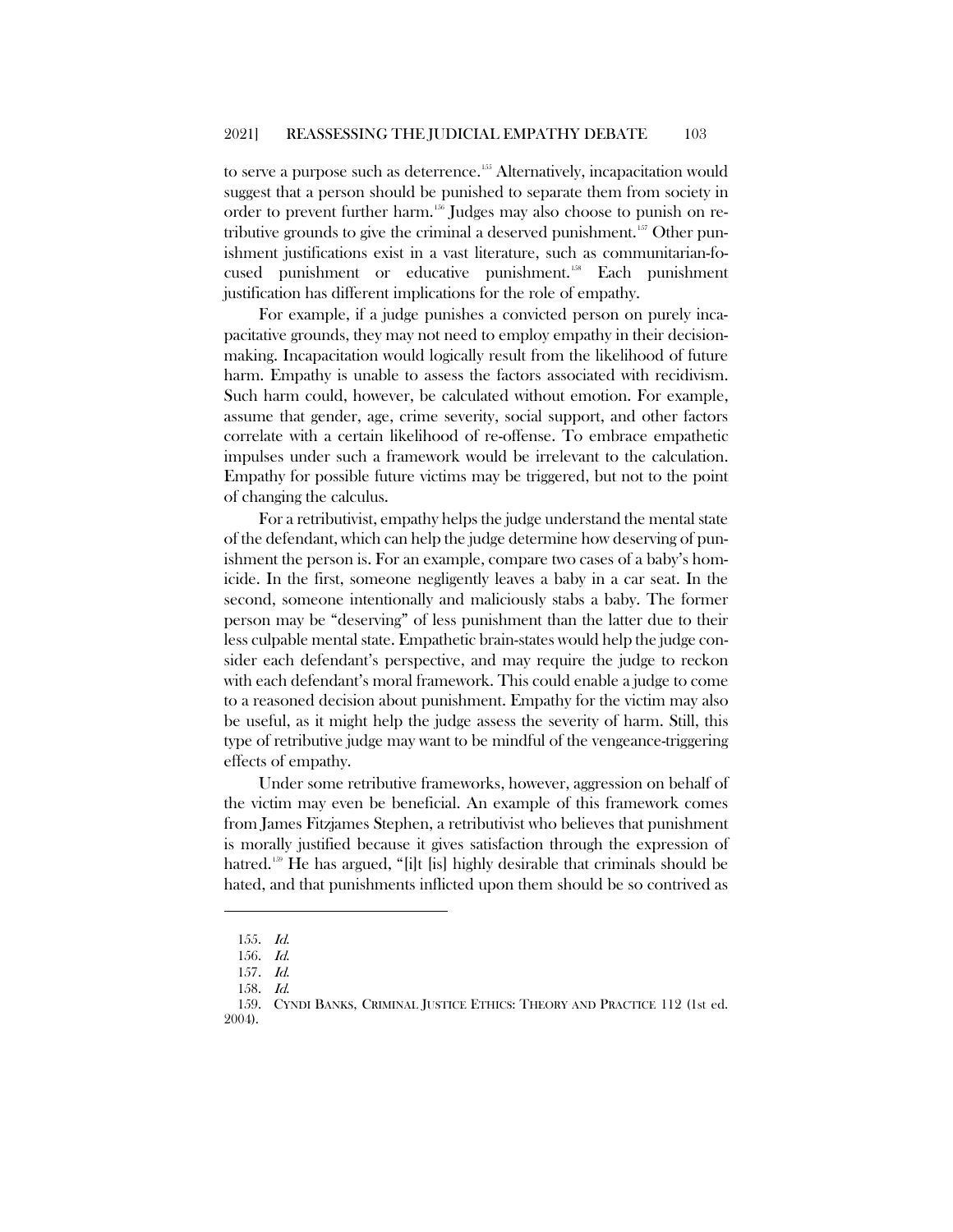to serve a purpose such as deterrence.[155] Alternatively, incapacitation would suggest that a person should be punished to separate them from society in order to prevent further harm.[156] Judges may also choose to punish on retributive grounds to give the criminal a deserved punishment.[157] Other punishment justifications exist in a vast literature, such as communitarian-focused punishment or educative punishment.[158] Each punishment justification has different implications for the role of empathy.

For example, if a judge punishes a convicted person on purely incapacitative grounds, they may not need to employ empathy in their decision-making. Incapacitation would logically result from the likelihood of future harm. Empathy is unable to assess the factors associated with recidivism. Such harm could, however, be calculated without emotion. For example, assume that gender, age, crime severity, social support, and other factors correlate with a certain likelihood of re-offense. To embrace empathetic impulses under such a framework would be irrelevant to the calculation. Empathy for possible future victims may be triggered, but not to the point of changing the calculus.

For a retributivist, empathy helps the judge understand the mental state of the defendant, which can help the judge determine how deserving of punishment the person is. For an example, compare two cases of a baby's homicide. In the first, someone negligently leaves a baby in a car seat. In the second, someone intentionally and maliciously stabs a baby. The former person may be "deserving" of less punishment than the latter due to their less culpable mental state. Empathetic brain-states would help the judge consider each defendant's perspective, and may require the judge to reckon with each defendant's moral framework. This could enable a judge to come to a reasoned decision about punishment. Empathy for the victim may also be useful, as it might help the judge assess the severity of harm. Still, this type of retributive judge may want to be mindful of the vengeance-triggering effects of empathy.

Under some retributive frameworks, however, aggression on behalf of the victim may even be beneficial. An example of this framework comes from James Fitzjames Stephen, a retributivist who believes that punishment is morally justified because it gives satisfaction through the expression of hatred.[159] He has argued, "[i]t [is] highly desirable that criminals should be hated, and that punishments inflicted upon them should be so contrived as

---

155. *Id.*

156. *Id.*

157. *Id.*

158. *Id.*

159. CYNDI BANKS, CRIMINAL JUSTICE ETHICS: THEORY AND PRACTICE 112 (1st ed. 2004).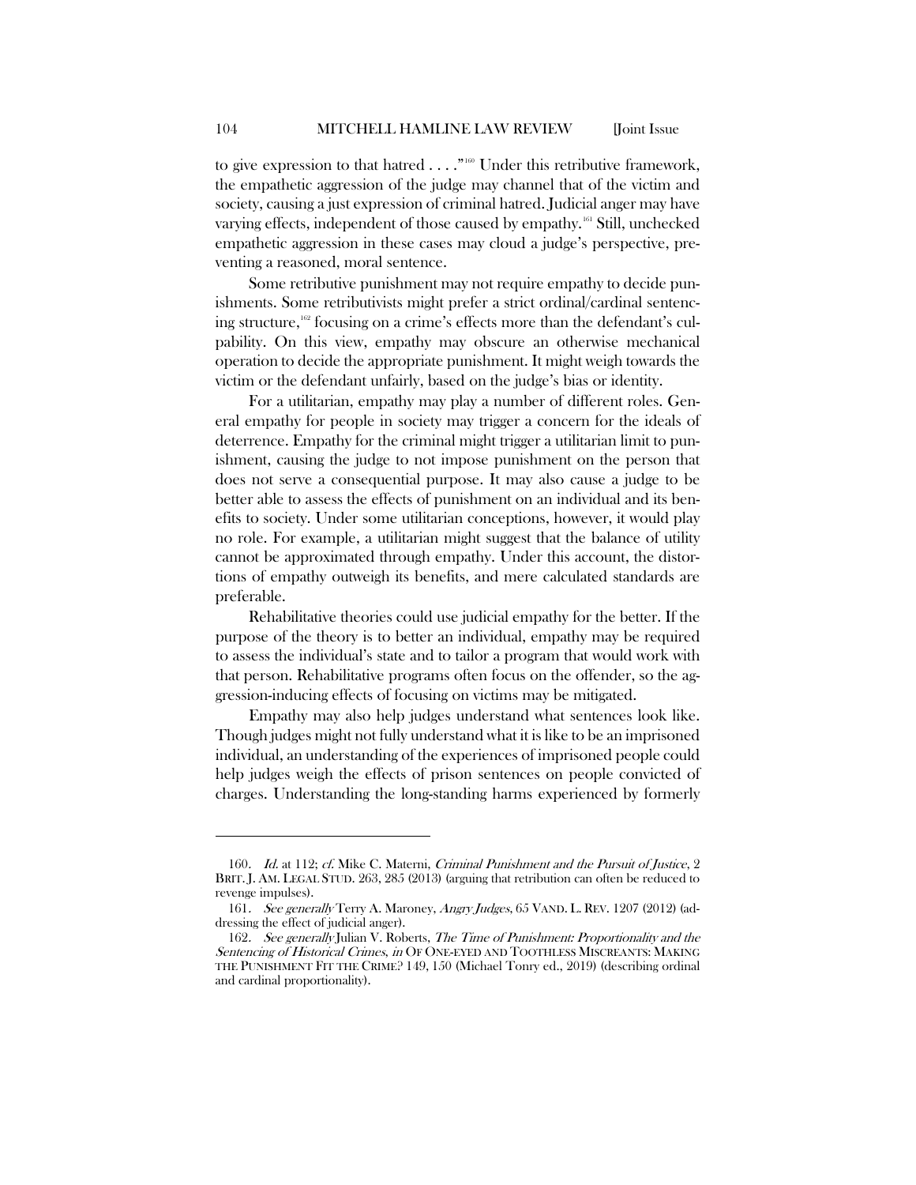to give expression to that hatred . . . ."[160] Under this retributive framework, the empathetic aggression of the judge may channel that of the victim and society, causing a just expression of criminal hatred. Judicial anger may have varying effects, independent of those caused by empathy.[161] Still, unchecked empathetic aggression in these cases may cloud a judge's perspective, preventing a reasoned, moral sentence.

Some retributive punishment may not require empathy to decide punishments. Some retributivists might prefer a strict ordinal/cardinal sentencing structure,[162] focusing on a crime's effects more than the defendant's culpability. On this view, empathy may obscure an otherwise mechanical operation to decide the appropriate punishment. It might weigh towards the victim or the defendant unfairly, based on the judge's bias or identity.

For a utilitarian, empathy may play a number of different roles. General empathy for people in society may trigger a concern for the ideals of deterrence. Empathy for the criminal might trigger a utilitarian limit to punishment, causing the judge to not impose punishment on the person that does not serve a consequential purpose. It may also cause a judge to be better able to assess the effects of punishment on an individual and its benefits to society. Under some utilitarian conceptions, however, it would play no role. For example, a utilitarian might suggest that the balance of utility cannot be approximated through empathy. Under this account, the distortions of empathy outweigh its benefits, and mere calculated standards are preferable.

Rehabilitative theories could use judicial empathy for the better. If the purpose of the theory is to better an individual, empathy may be required to assess the individual's state and to tailor a program that would work with that person. Rehabilitative programs often focus on the offender, so the aggression-inducing effects of focusing on victims may be mitigated.

Empathy may also help judges understand what sentences look like. Though judges might not fully understand what it is like to be an imprisoned individual, an understanding of the experiences of imprisoned people could help judges weigh the effects of prison sentences on people convicted of charges. Understanding the long-standing harms experienced by formerly

---

160. *Id.* at 112; *cf.* Mike C. Materni, *Criminal Punishment and the Pursuit of Justice*, 2 BRIT. J. AM. LEGAL STUD. 263, 285 (2013) (arguing that retribution can often be reduced to revenge impulses).

161. *See generally* Terry A. Maroney, *Angry Judges*, 65 VAND. L. REV. 1207 (2012) (addressing the effect of judicial anger).

162. *See generally* Julian V. Roberts, *The Time of Punishment: Proportionality and the Sentencing of Historical Crimes*, *in* OF ONE-EYED AND TOOTHLESS MISCREANTS: MAKING THE PUNISHMENT FIT THE CRIME? 149, 150 (Michael Tonry ed., 2019) (describing ordinal and cardinal proportionality).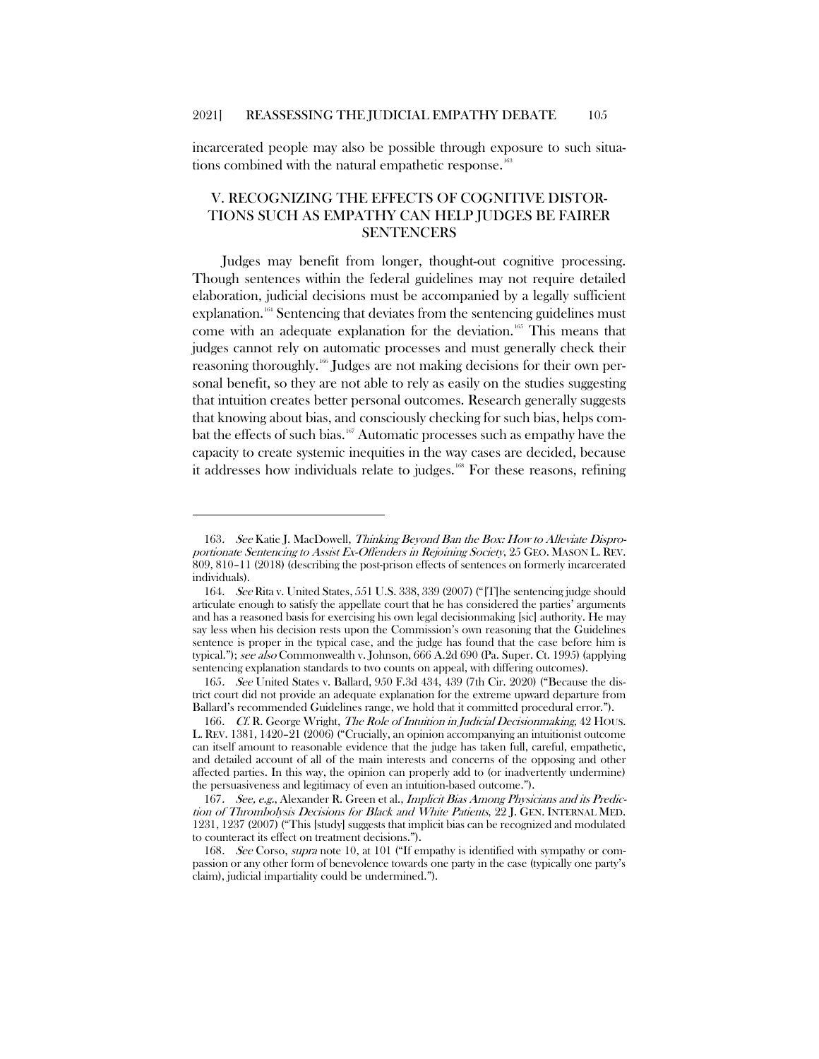incarcerated people may also be possible through exposure to such situations combined with the natural empathetic response.[163]

## V. RECOGNIZING THE EFFECTS OF COGNITIVE DISTORTIONS SUCH AS EMPATHY CAN HELP JUDGES BE FAIRER SENTENCERS

Judges may benefit from longer, thought-out cognitive processing. Though sentences within the federal guidelines may not require detailed elaboration, judicial decisions must be accompanied by a legally sufficient explanation.[164] Sentencing that deviates from the sentencing guidelines must come with an adequate explanation for the deviation.[165] This means that judges cannot rely on automatic processes and must generally check their reasoning thoroughly.[166] Judges are not making decisions for their own personal benefit, so they are not able to rely as easily on the studies suggesting that intuition creates better personal outcomes. Research generally suggests that knowing about bias, and consciously checking for such bias, helps combat the effects of such bias.[167] Automatic processes such as empathy have the capacity to create systemic inequities in the way cases are decided, because it addresses how individuals relate to judges.[168] For these reasons, refining

---

163. *See* Katie J. MacDowell, *Thinking Beyond Ban the Box: How to Alleviate Disproportionate Sentencing to Assist Ex-Offenders in Rejoining Society*, 25 GEO. MASON L. REV. 809, 810–11 (2018) (describing the post-prison effects of sentences on formerly incarcerated individuals).

164. *See* Rita v. United States, 551 U.S. 338, 339 (2007) ("[T]he sentencing judge should articulate enough to satisfy the appellate court that he has considered the parties' arguments and has a reasoned basis for exercising his own legal decisionmaking [sic] authority. He may say less when his decision rests upon the Commission's own reasoning that the Guidelines sentence is proper in the typical case, and the judge has found that the case before him is typical."); *see also* Commonwealth v. Johnson, 666 A.2d 690 (Pa. Super. Ct. 1995) (applying sentencing explanation standards to two counts on appeal, with differing outcomes).

165. *See* United States v. Ballard, 950 F.3d 434, 439 (7th Cir. 2020) ("Because the district court did not provide an adequate explanation for the extreme upward departure from Ballard's recommended Guidelines range, we hold that it committed procedural error.").

166. *Cf.* R. George Wright, *The Role of Intuition in Judicial Decisionmaking*, 42 HOUS. L. REV. 1381, 1420–21 (2006) ("Crucially, an opinion accompanying an intuitionist outcome can itself amount to reasonable evidence that the judge has taken full, careful, empathetic, and detailed account of all of the main interests and concerns of the opposing and other affected parties. In this way, the opinion can properly add to (or inadvertently undermine) the persuasiveness and legitimacy of even an intuition-based outcome.").

167. *See, e.g.*, Alexander R. Green et al., *Implicit Bias Among Physicians and its Prediction of Thrombolysis Decisions for Black and White Patients*, 22 J. GEN. INTERNAL MED. 1231, 1237 (2007) ("This [study] suggests that implicit bias can be recognized and modulated to counteract its effect on treatment decisions.").

168. *See* Corso, *supra* note 10, at 101 ("If empathy is identified with sympathy or compassion or any other form of benevolence towards one party in the case (typically one party's claim), judicial impartiality could be undermined.").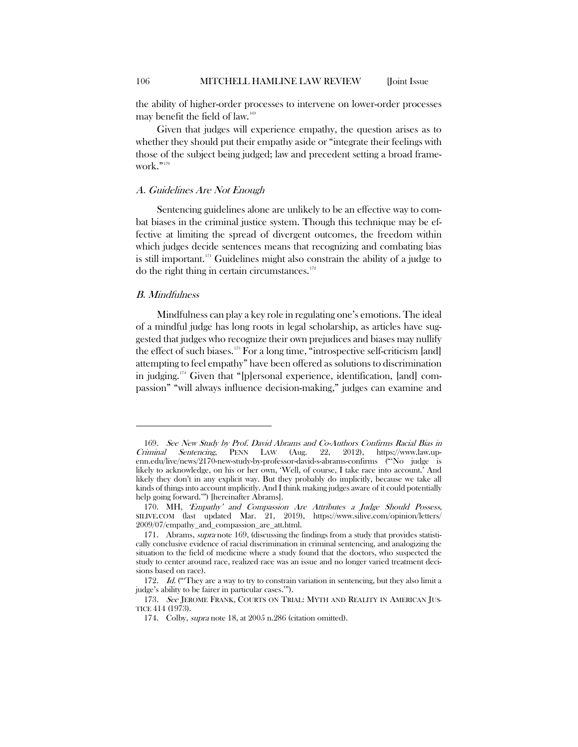the ability of higher-order processes to intervene on lower-order processes may benefit the field of law.[169]

Given that judges will experience empathy, the question arises as to whether they should put their empathy aside or "integrate their feelings with those of the subject being judged; law and precedent setting a broad framework."[170]

### *A. Guidelines Are Not Enough*

Sentencing guidelines alone are unlikely to be an effective way to combat biases in the criminal justice system. Though this technique may be effective at limiting the spread of divergent outcomes, the freedom within which judges decide sentences means that recognizing and combating bias is still important.[171] Guidelines might also constrain the ability of a judge to do the right thing in certain circumstances.[172]

### *B. Mindfulness*

Mindfulness can play a key role in regulating one's emotions. The ideal of a mindful judge has long roots in legal scholarship, as articles have suggested that judges who recognize their own prejudices and biases may nullify the effect of such biases.[173] For a long time, "introspective self-criticism [and] attempting to feel empathy" have been offered as solutions to discrimination in judging.[174] Given that "[p]ersonal experience, identification, [and] compassion" "will always influence decision-making," judges can examine and

---

169. *See New Study by Prof. David Abrams and Co-Authors Confirms Racial Bias in Criminal Sentencing*, PENN LAW (Aug. 22, 2012), https://www.law.upenn.edu/live/news/2170-new-study-by-professor-david-s-abrams-confirms ("'No judge is likely to acknowledge, on his or her own, 'Well, of course, I take race into account.' And likely they don't in any explicit way. But they probably do implicitly, because we take all kinds of things into account implicitly. And I think making judges aware of it could potentially help going forward.'") [hereinafter Abrams].

170. MH, *'Empathy' and Compassion Are Attributes a Judge Should Possess*, SILIVE.COM (last updated Mar. 21, 2019), https://www.silive.com/opinion/letters/2009/07/empathy_and_compassion_are_att.html.

171. Abrams, *supra* note 169, (discussing the findings from a study that provides statistically conclusive evidence of racial discrimination in criminal sentencing, and analogizing the situation to the field of medicine where a study found that the doctors, who suspected the study to center around race, realized race was an issue and no longer varied treatment decisions based on race).

172. *Id.* ("'They are a way to try to constrain variation in sentencing, but they also limit a judge's ability to be fairer in particular cases.'").

173. *See* JEROME FRANK, COURTS ON TRIAL: MYTH AND REALITY IN AMERICAN JUSTICE 414 (1973).

174. Colby, *supra* note 18, at 2005 n.286 (citation omitted).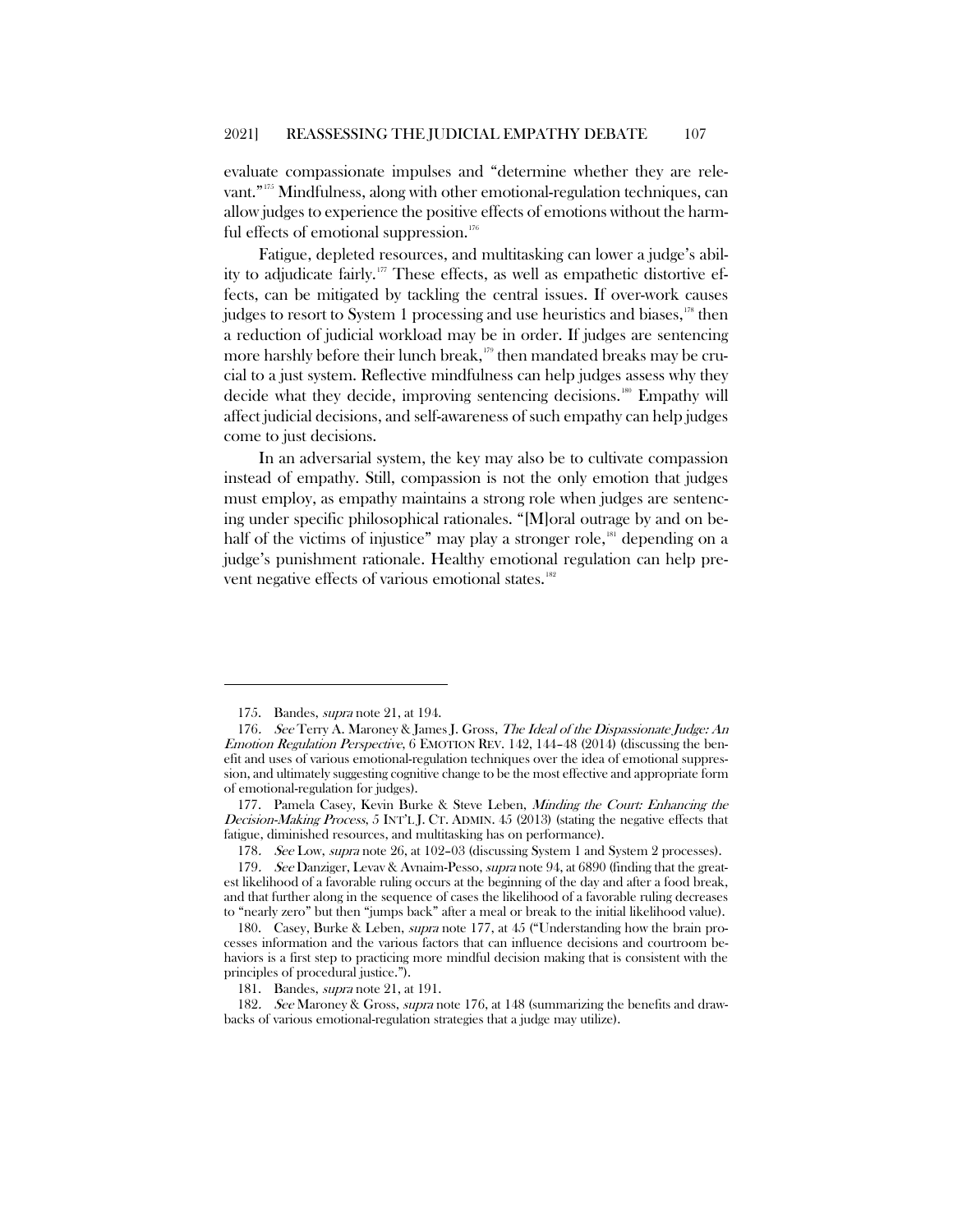evaluate compassionate impulses and "determine whether they are relevant."[175] Mindfulness, along with other emotional-regulation techniques, can allow judges to experience the positive effects of emotions without the harmful effects of emotional suppression.[176]

Fatigue, depleted resources, and multitasking can lower a judge's ability to adjudicate fairly.[177] These effects, as well as empathetic distortive effects, can be mitigated by tackling the central issues. If over-work causes judges to resort to System 1 processing and use heuristics and biases,[178] then a reduction of judicial workload may be in order. If judges are sentencing more harshly before their lunch break,[179] then mandated breaks may be crucial to a just system. Reflective mindfulness can help judges assess why they decide what they decide, improving sentencing decisions.[180] Empathy will affect judicial decisions, and self-awareness of such empathy can help judges come to just decisions.

In an adversarial system, the key may also be to cultivate compassion instead of empathy. Still, compassion is not the only emotion that judges must employ, as empathy maintains a strong role when judges are sentencing under specific philosophical rationales. "[M]oral outrage by and on behalf of the victims of injustice" may play a stronger role,[181] depending on a judge's punishment rationale. Healthy emotional regulation can help prevent negative effects of various emotional states.[182]

---

175. Bandes, *supra* note 21, at 194.

176. *See* Terry A. Maroney & James J. Gross, *The Ideal of the Dispassionate Judge: An Emotion Regulation Perspective*, 6 EMOTION REV. 142, 144–48 (2014) (discussing the benefit and uses of various emotional-regulation techniques over the idea of emotional suppression, and ultimately suggesting cognitive change to be the most effective and appropriate form of emotional-regulation for judges).

177. Pamela Casey, Kevin Burke & Steve Leben, *Minding the Court: Enhancing the Decision-Making Process*, 5 INT'L J. CT. ADMIN. 45 (2013) (stating the negative effects that fatigue, diminished resources, and multitasking has on performance).

178. *See* Low, *supra* note 26, at 102–03 (discussing System 1 and System 2 processes).

179. *See* Danziger, Levav & Avnaim-Pesso, *supra* note 94, at 6890 (finding that the greatest likelihood of a favorable ruling occurs at the beginning of the day and after a food break, and that further along in the sequence of cases the likelihood of a favorable ruling decreases to "nearly zero" but then "jumps back" after a meal or break to the initial likelihood value).

180. Casey, Burke & Leben, *supra* note 177, at 45 ("Understanding how the brain processes information and the various factors that can influence decisions and courtroom behaviors is a first step to practicing more mindful decision making that is consistent with the principles of procedural justice.").

181. Bandes, *supra* note 21, at 191.

182. *See* Maroney & Gross, *supra* note 176, at 148 (summarizing the benefits and drawbacks of various emotional-regulation strategies that a judge may utilize).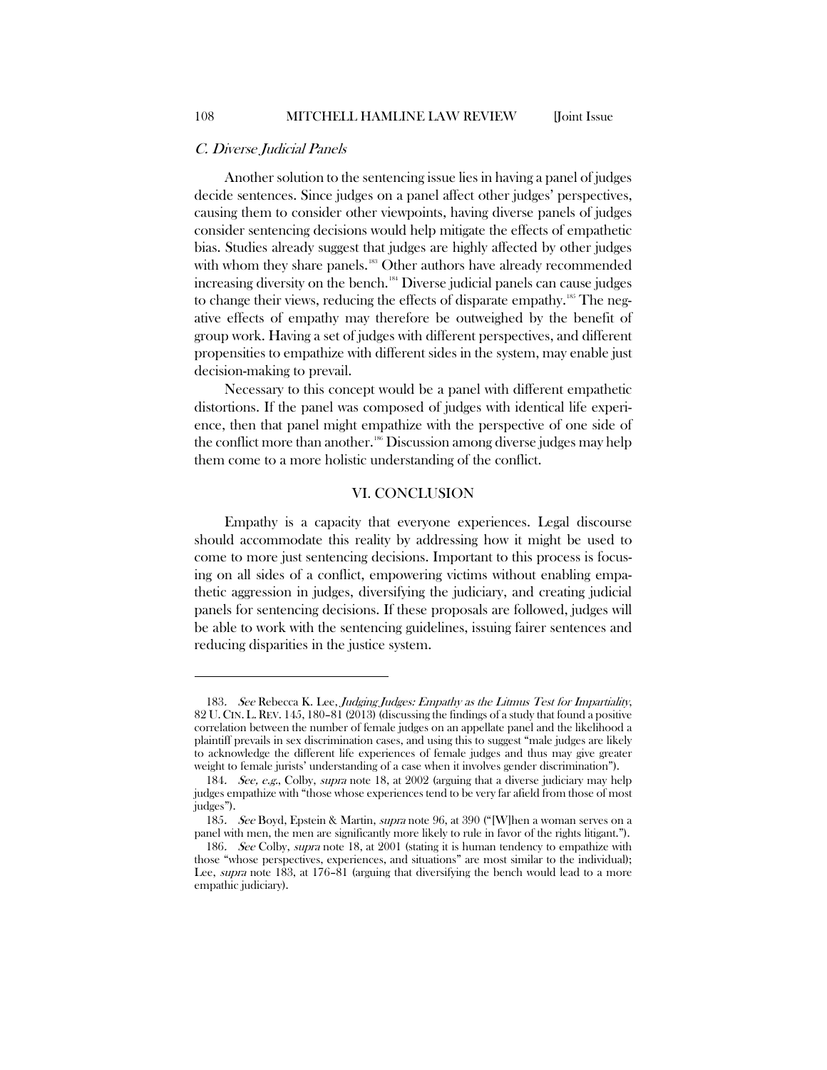### *C. Diverse Judicial Panels*

Another solution to the sentencing issue lies in having a panel of judges decide sentences. Since judges on a panel affect other judges' perspectives, causing them to consider other viewpoints, having diverse panels of judges consider sentencing decisions would help mitigate the effects of empathetic bias. Studies already suggest that judges are highly affected by other judges with whom they share panels.[183] Other authors have already recommended increasing diversity on the bench.[184] Diverse judicial panels can cause judges to change their views, reducing the effects of disparate empathy.[185] The negative effects of empathy may therefore be outweighed by the benefit of group work. Having a set of judges with different perspectives, and different propensities to empathize with different sides in the system, may enable just decision-making to prevail.

Necessary to this concept would be a panel with different empathetic distortions. If the panel was composed of judges with identical life experience, then that panel might empathize with the perspective of one side of the conflict more than another.[186] Discussion among diverse judges may help them come to a more holistic understanding of the conflict.

## VI. CONCLUSION

Empathy is a capacity that everyone experiences. Legal discourse should accommodate this reality by addressing how it might be used to come to more just sentencing decisions. Important to this process is focusing on all sides of a conflict, empowering victims without enabling empathetic aggression in judges, diversifying the judiciary, and creating judicial panels for sentencing decisions. If these proposals are followed, judges will be able to work with the sentencing guidelines, issuing fairer sentences and reducing disparities in the justice system.

---

183. *See* Rebecca K. Lee, *Judging Judges: Empathy as the Litmus Test for Impartiality*, 82 U. CIN. L. REV. 145, 180–81 (2013) (discussing the findings of a study that found a positive correlation between the number of female judges on an appellate panel and the likelihood a plaintiff prevails in sex discrimination cases, and using this to suggest "male judges are likely to acknowledge the different life experiences of female judges and thus may give greater weight to female jurists' understanding of a case when it involves gender discrimination").

184. *See, e.g.*, Colby, *supra* note 18, at 2002 (arguing that a diverse judiciary may help judges empathize with "those whose experiences tend to be very far afield from those of most judges").

185. *See* Boyd, Epstein & Martin, *supra* note 96, at 390 ("[W]hen a woman serves on a panel with men, the men are significantly more likely to rule in favor of the rights litigant.").

186. *See* Colby, *supra* note 18, at 2001 (stating it is human tendency to empathize with those "whose perspectives, experiences, and situations" are most similar to the individual); Lee, *supra* note 183, at 176–81 (arguing that diversifying the bench would lead to a more empathic judiciary).